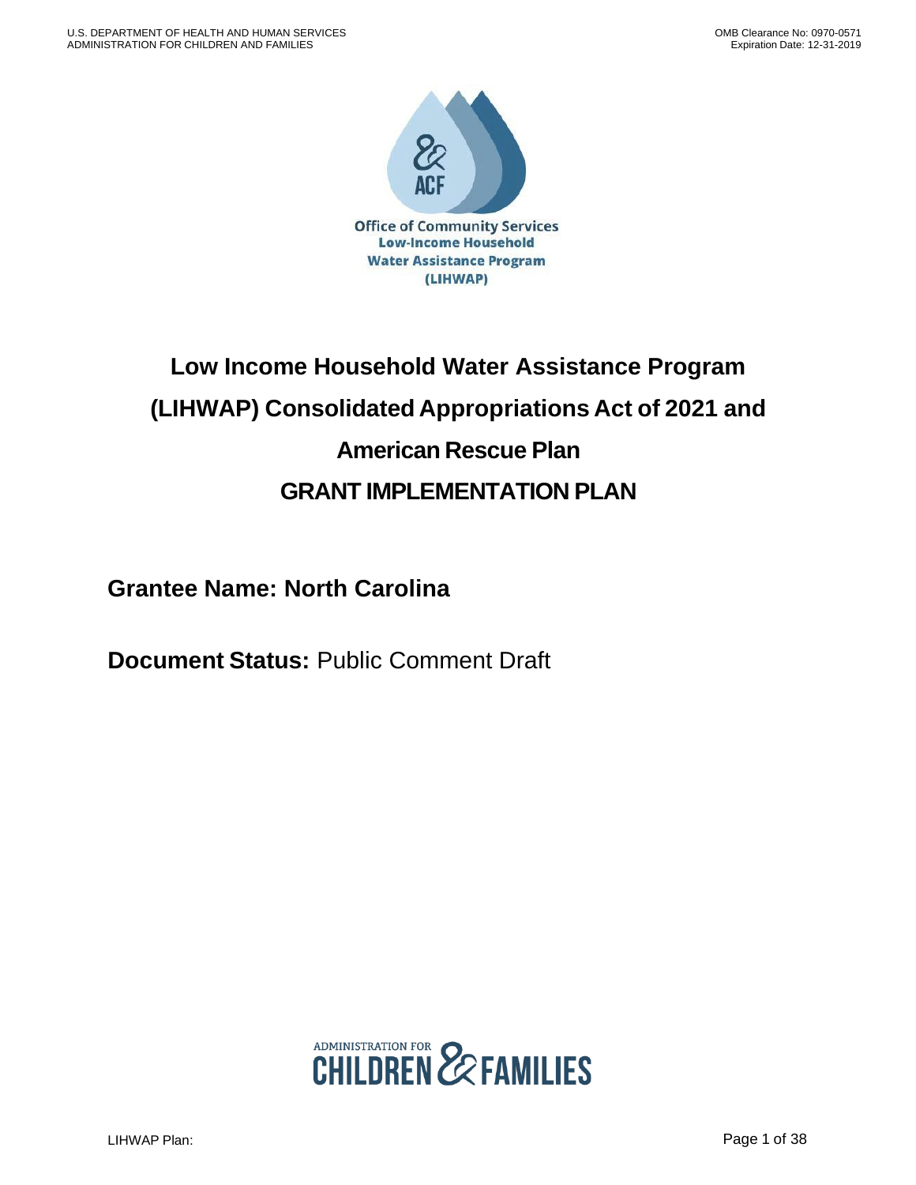Office of Community Services
Low-Income Household
Water Assistance Program
(LIHWAP)

# Low Income Household Water Assistance Program (LIHWAP) Consolidated Appropriations Act of 2021 and American Rescue Plan

# GRANT IMPLEMENTATION PLAN

## Grantee Name: North Carolina

**Document Status:** Public Comment Draft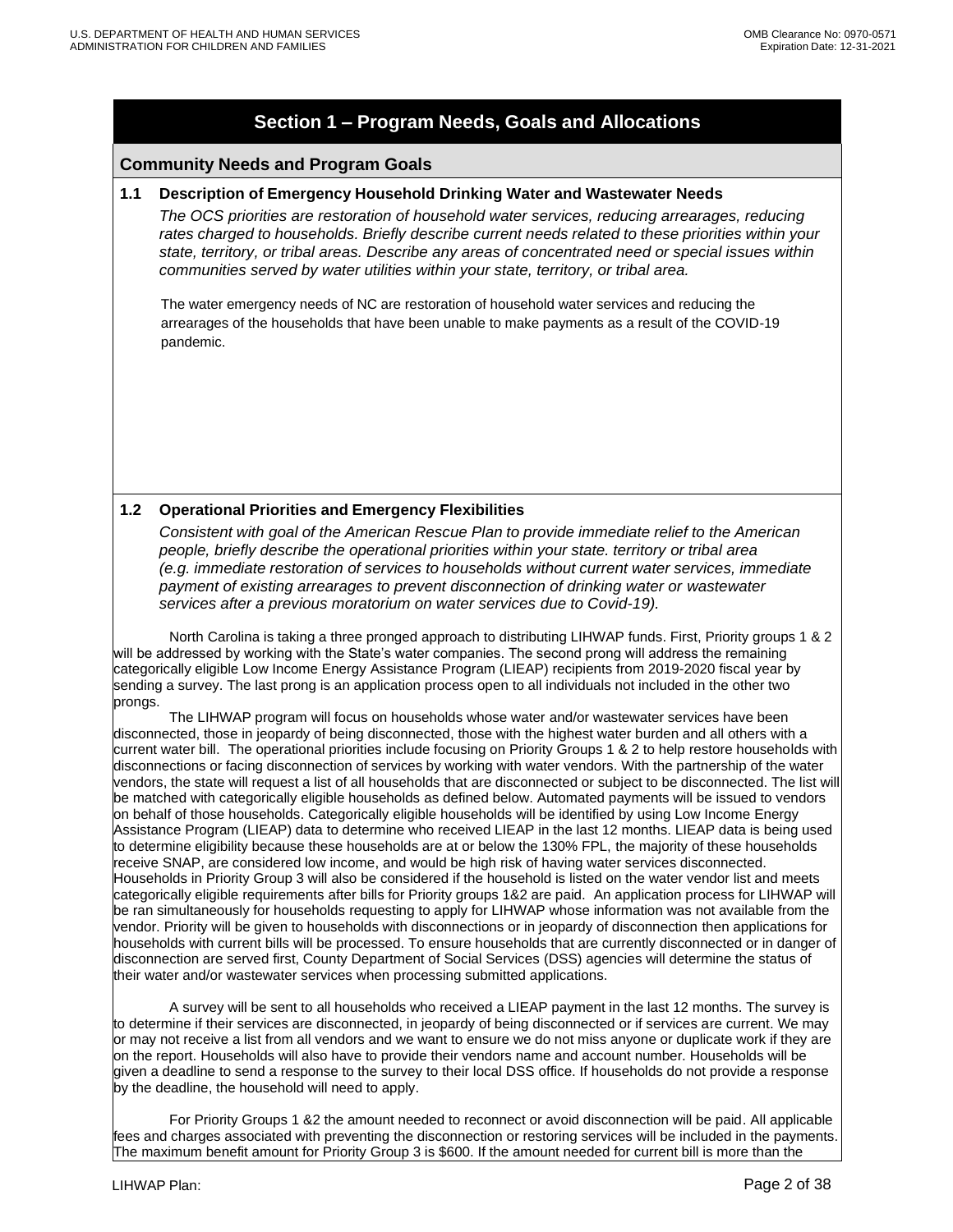# Section 1 – Program Needs, Goals and Allocations

## Community Needs and Program Goals

### 1.1 Description of Emergency Household Drinking Water and Wastewater Needs

*The OCS priorities are restoration of household water services, reducing arrearages, reducing rates charged to households. Briefly describe current needs related to these priorities within your state, territory, or tribal areas. Describe any areas of concentrated need or special issues within communities served by water utilities within your state, territory, or tribal area.*

The water emergency needs of NC are restoration of household water services and reducing the arrearages of the households that have been unable to make payments as a result of the COVID-19 pandemic.

### 1.2 Operational Priorities and Emergency Flexibilities

*Consistent with goal of the American Rescue Plan to provide immediate relief to the American people, briefly describe the operational priorities within your state. territory or tribal area (e.g. immediate restoration of services to households without current water services, immediate payment of existing arrearages to prevent disconnection of drinking water or wastewater services after a previous moratorium on water services due to Covid-19).*

North Carolina is taking a three pronged approach to distributing LIHWAP funds. First, Priority groups 1 & 2 will be addressed by working with the State's water companies. The second prong will address the remaining categorically eligible Low Income Energy Assistance Program (LIEAP) recipients from 2019-2020 fiscal year by sending a survey. The last prong is an application process open to all individuals not included in the other two prongs.

The LIHWAP program will focus on households whose water and/or wastewater services have been disconnected, those in jeopardy of being disconnected, those with the highest water burden and all others with a current water bill. The operational priorities include focusing on Priority Groups 1 & 2 to help restore households with disconnections or facing disconnection of services by working with water vendors. With the partnership of the water vendors, the state will request a list of all households that are disconnected or subject to be disconnected. The list will be matched with categorically eligible households as defined below. Automated payments will be issued to vendors on behalf of those households. Categorically eligible households will be identified by using Low Income Energy Assistance Program (LIEAP) data to determine who received LIEAP in the last 12 months. LIEAP data is being used to determine eligibility because these households are at or below the 130% FPL, the majority of these households receive SNAP, are considered low income, and would be high risk of having water services disconnected. Households in Priority Group 3 will also be considered if the household is listed on the water vendor list and meets categorically eligible requirements after bills for Priority groups 1&2 are paid. An application process for LIHWAP will be ran simultaneously for households requesting to apply for LIHWAP whose information was not available from the vendor. Priority will be given to households with disconnections or in jeopardy of disconnection then applications for households with current bills will be processed. To ensure households that are currently disconnected or in danger of disconnection are served first, County Department of Social Services (DSS) agencies will determine the status of their water and/or wastewater services when processing submitted applications.

A survey will be sent to all households who received a LIEAP payment in the last 12 months. The survey is to determine if their services are disconnected, in jeopardy of being disconnected or if services are current. We may or may not receive a list from all vendors and we want to ensure we do not miss anyone or duplicate work if they are on the report. Households will also have to provide their vendors name and account number. Households will be given a deadline to send a response to the survey to their local DSS office. If households do not provide a response by the deadline, the household will need to apply.

For Priority Groups 1 &2 the amount needed to reconnect or avoid disconnection will be paid. All applicable fees and charges associated with preventing the disconnection or restoring services will be included in the payments. The maximum benefit amount for Priority Group 3 is $600. If the amount needed for current bill is more than the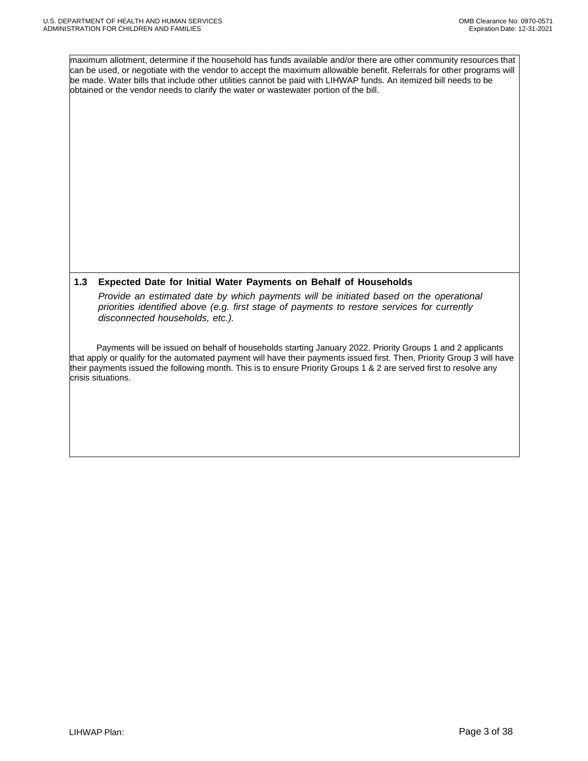maximum allotment, determine if the household has funds available and/or there are other community resources that can be used, or negotiate with the vendor to accept the maximum allowable benefit. Referrals for other programs will be made. Water bills that include other utilities cannot be paid with LIHWAP funds. An itemized bill needs to be obtained or the vendor needs to clarify the water or wastewater portion of the bill.

### 1.3 Expected Date for Initial Water Payments on Behalf of Households

*Provide an estimated date by which payments will be initiated based on the operational priorities identified above (e.g. first stage of payments to restore services for currently disconnected households, etc.).*

Payments will be issued on behalf of households starting January 2022. Priority Groups 1 and 2 applicants that apply or qualify for the automated payment will have their payments issued first. Then, Priority Group 3 will have their payments issued the following month. This is to ensure Priority Groups 1 & 2 are served first to resolve any crisis situations.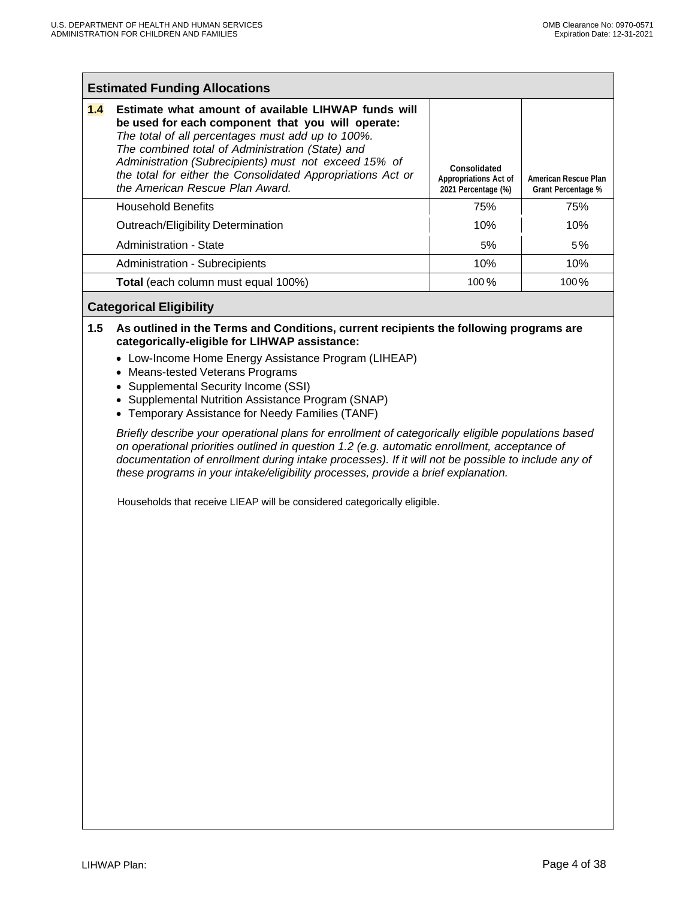## Estimated Funding Allocations

| 1.4 | **Estimate what amount of available LIHWAP funds will be used for each component that you will operate:** *The total of all percentages must add up to 100%. The combined total of Administration (State) and Administration (Subrecipients) must not exceed 15% of the total for either the Consolidated Appropriations Act or the American Rescue Plan Award.* | Consolidated Appropriations Act of 2021 Percentage (%) | American Rescue Plan Grant Percentage % |
|---|---|---|---|
| | Household Benefits | 75% | 75% |
| | Outreach/Eligibility Determination | 10% | 10% |
| | Administration - State | 5% | 5% |
| | Administration - Subrecipients | 10% | 10% |
| | **Total** (each column must equal 100%) | 100% | 100% |

## Categorical Eligibility

**1.5 As outlined in the Terms and Conditions, current recipients the following programs are categorically-eligible for LIHWAP assistance:**

- Low-Income Home Energy Assistance Program (LIHEAP)
- Means-tested Veterans Programs
- Supplemental Security Income (SSI)
- Supplemental Nutrition Assistance Program (SNAP)
- Temporary Assistance for Needy Families (TANF)

*Briefly describe your operational plans for enrollment of categorically eligible populations based on operational priorities outlined in question 1.2 (e.g. automatic enrollment, acceptance of documentation of enrollment during intake processes). If it will not be possible to include any of these programs in your intake/eligibility processes, provide a brief explanation.*

Households that receive LIEAP will be considered categorically eligible.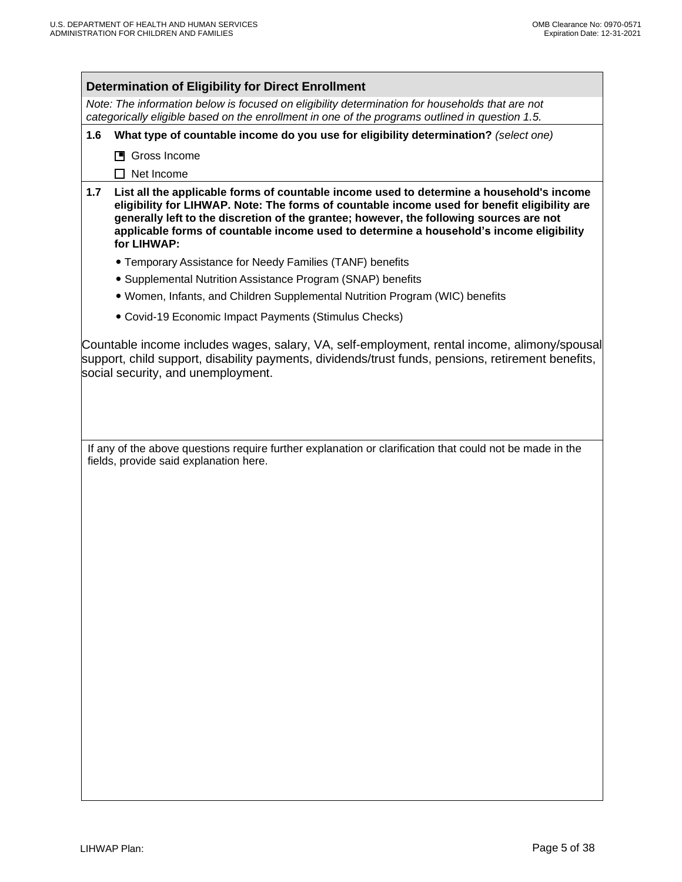## Determination of Eligibility for Direct Enrollment

*Note: The information below is focused on eligibility determination for households that are not categorically eligible based on the enrollment in one of the programs outlined in question 1.5.*

**1.6 What type of countable income do you use for eligibility determination?** *(select one)*

- [x] Gross Income
- [ ] Net Income

**1.7 List all the applicable forms of countable income used to determine a household's income eligibility for LIHWAP. Note: The forms of countable income used for benefit eligibility are generally left to the discretion of the grantee; however, the following sources are not applicable forms of countable income used to determine a household's income eligibility for LIHWAP:**

- Temporary Assistance for Needy Families (TANF) benefits
- Supplemental Nutrition Assistance Program (SNAP) benefits
- Women, Infants, and Children Supplemental Nutrition Program (WIC) benefits
- Covid-19 Economic Impact Payments (Stimulus Checks)

Countable income includes wages, salary, VA, self-employment, rental income, alimony/spousal support, child support, disability payments, dividends/trust funds, pensions, retirement benefits, social security, and unemployment.

If any of the above questions require further explanation or clarification that could not be made in the fields, provide said explanation here.

LIHWAP Plan: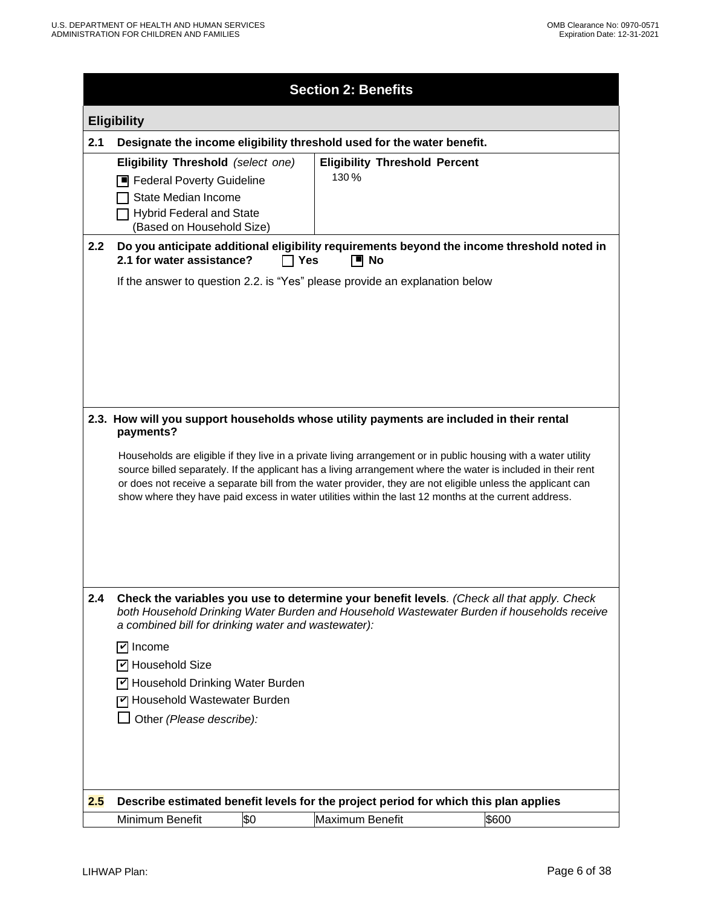## Section 2: Benefits

### Eligibility

**2.1 Designate the income eligibility threshold used for the water benefit.**

| **Eligibility Threshold** *(select one)* | **Eligibility Threshold Percent** |
|---|---|
| ☒ Federal Poverty Guideline<br>☐ State Median Income<br>☐ Hybrid Federal and State (Based on Household Size) | 130 % |

**2.2 Do you anticipate additional eligibility requirements beyond the income threshold noted in 2.1 for water assistance?** ☐ **Yes** ☒ **No**

If the answer to question 2.2. is "Yes" please provide an explanation below

**2.3. How will you support households whose utility payments are included in their rental payments?**

Households are eligible if they live in a private living arrangement or in public housing with a water utility source billed separately. If the applicant has a living arrangement where the water is included in their rent or does not receive a separate bill from the water provider, they are not eligible unless the applicant can show where they have paid excess in water utilities within the last 12 months at the current address.

**2.4 Check the variables you use to determine your benefit levels**. *(Check all that apply. Check both Household Drinking Water Burden and Household Wastewater Burden if households receive a combined bill for drinking water and wastewater):*

- ☑ Income
- ☑ Household Size
- ☑ Household Drinking Water Burden
- ☑ Household Wastewater Burden
- ☐ Other *(Please describe):*

**2.5 Describe estimated benefit levels for the project period for which this plan applies**

| Minimum Benefit | $0 | Maximum Benefit | $600 |
|---|---|---|---|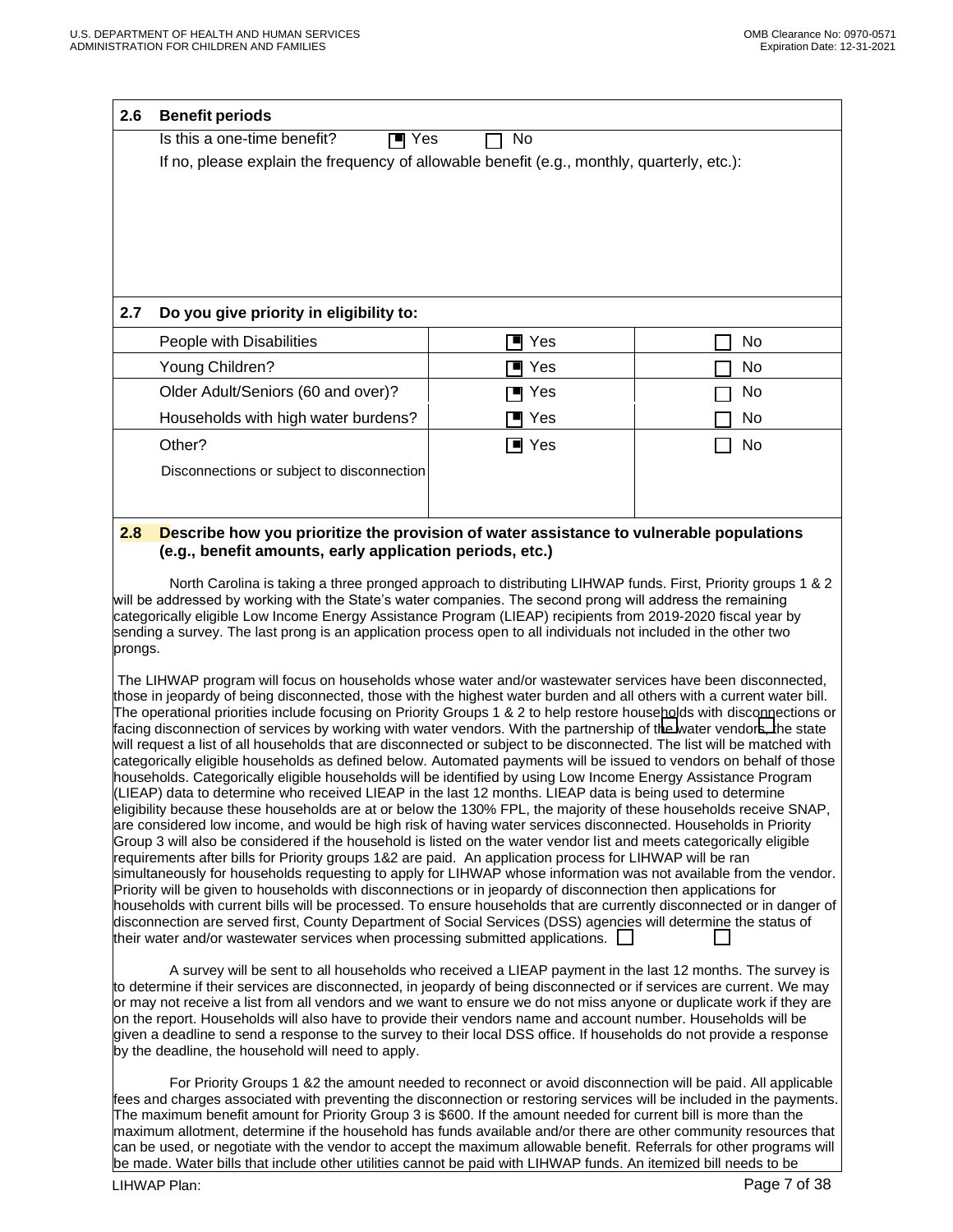## 2.6 Benefit periods

Is this a one-time benefit? ■ Yes ☐ No

If no, please explain the frequency of allowable benefit (e.g., monthly, quarterly, etc.):

## 2.7 Do you give priority in eligibility to:

| | | |
|---|---|---|
| People with Disabilities | ■ Yes | ☐ No |
| Young Children? | ■ Yes | ☐ No |
| Older Adult/Seniors (60 and over)? | ■ Yes | ☐ No |
| Households with high water burdens? | ■ Yes | ☐ No |
| Other? | ■ Yes | ☐ No |
| Disconnections or subject to disconnection | | |

## 2.8 Describe how you prioritize the provision of water assistance to vulnerable populations (e.g., benefit amounts, early application periods, etc.)

North Carolina is taking a three pronged approach to distributing LIHWAP funds. First, Priority groups 1 & 2 will be addressed by working with the State's water companies. The second prong will address the remaining categorically eligible Low Income Energy Assistance Program (LIEAP) recipients from 2019-2020 fiscal year by sending a survey. The last prong is an application process open to all individuals not included in the other two prongs.

The LIHWAP program will focus on households whose water and/or wastewater services have been disconnected, those in jeopardy of being disconnected, those with the highest water burden and all others with a current water bill. The operational priorities include focusing on Priority Groups 1 & 2 to help restore households with disconnections or facing disconnection of services by working with water vendors. With the partnership of the water vendors, the state will request a list of all households that are disconnected or subject to be disconnected. The list will be matched with categorically eligible households as defined below. Automated payments will be issued to vendors on behalf of those households. Categorically eligible households will be identified by using Low Income Energy Assistance Program (LIEAP) data to determine who received LIEAP in the last 12 months. LIEAP data is being used to determine eligibility because these households are at or below the 130% FPL, the majority of these households receive SNAP, are considered low income, and would be high risk of having water services disconnected. Households in Priority Group 3 will also be considered if the household is listed on the water vendor list and meets categorically eligible requirements after bills for Priority groups 1&2 are paid. An application process for LIHWAP will be ran simultaneously for households requesting to apply for LIHWAP whose information was not available from the vendor. Priority will be given to households with disconnections or in jeopardy of disconnection then applications for households with current bills will be processed. To ensure households that are currently disconnected or in danger of disconnection are served first, County Department of Social Services (DSS) agencies will determine the status of their water and/or wastewater services when processing submitted applications.

A survey will be sent to all households who received a LIEAP payment in the last 12 months. The survey is to determine if their services are disconnected, in jeopardy of being disconnected or if services are current. We may or may not receive a list from all vendors and we want to ensure we do not miss anyone or duplicate work if they are on the report. Households will also have to provide their vendors name and account number. Households will be given a deadline to send a response to the survey to their local DSS office. If households do not provide a response by the deadline, the household will need to apply.

For Priority Groups 1 &2 the amount needed to reconnect or avoid disconnection will be paid. All applicable fees and charges associated with preventing the disconnection or restoring services will be included in the payments. The maximum benefit amount for Priority Group 3 is $600. If the amount needed for current bill is more than the maximum allotment, determine if the household has funds available and/or there are other community resources that can be used, or negotiate with the vendor to accept the maximum allowable benefit. Referrals for other programs will be made. Water bills that include other utilities cannot be paid with LIHWAP funds. An itemized bill needs to be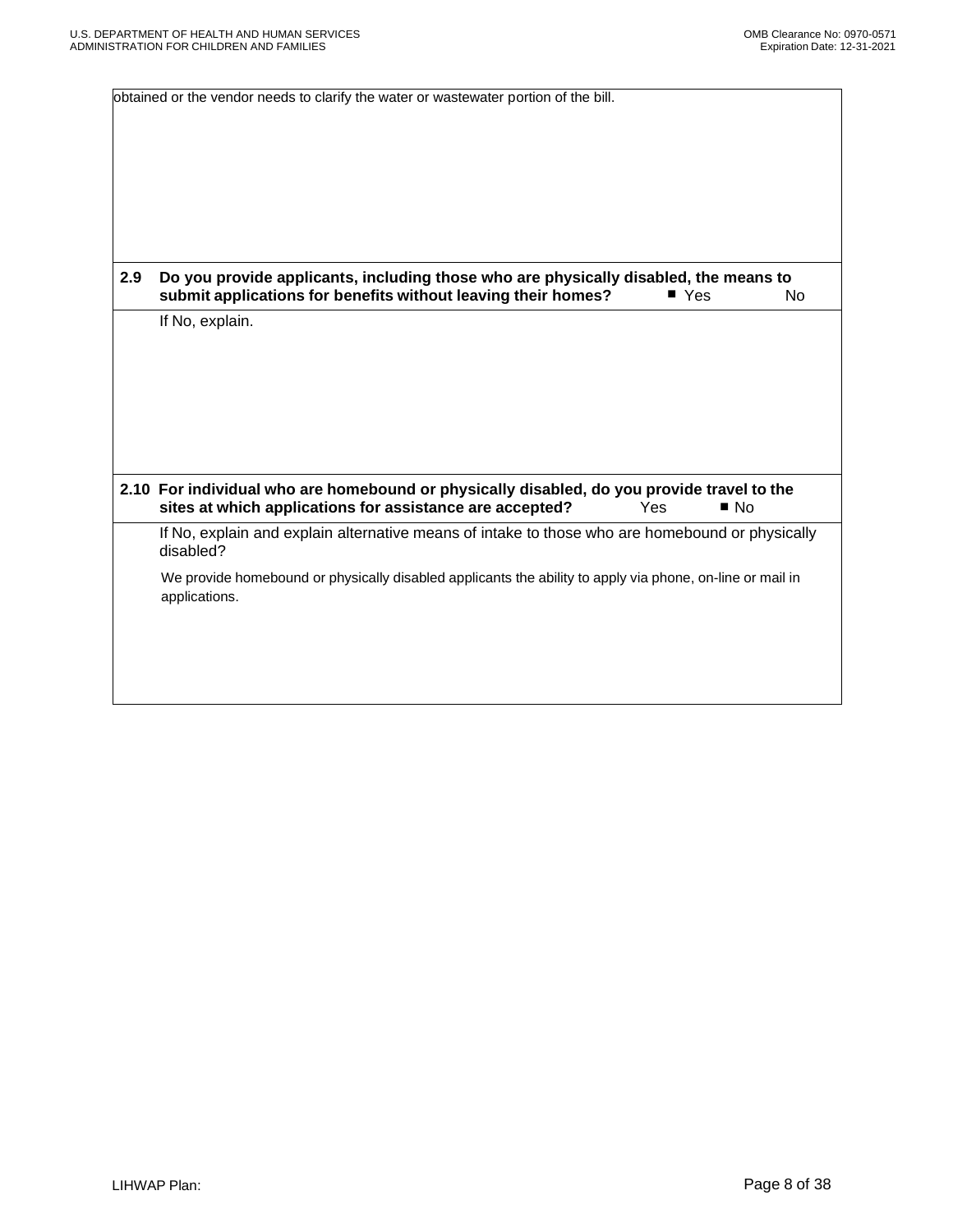obtained or the vendor needs to clarify the water or wastewater portion of the bill.

**2.9 Do you provide applicants, including those who are physically disabled, the means to submit applications for benefits without leaving their homes?** ■ Yes No

If No, explain.

**2.10 For individual who are homebound or physically disabled, do you provide travel to the sites at which applications for assistance are accepted?** Yes ■ No

If No, explain and explain alternative means of intake to those who are homebound or physically disabled?

We provide homebound or physically disabled applicants the ability to apply via phone, on-line or mail in applications.

LIHWAP Plan: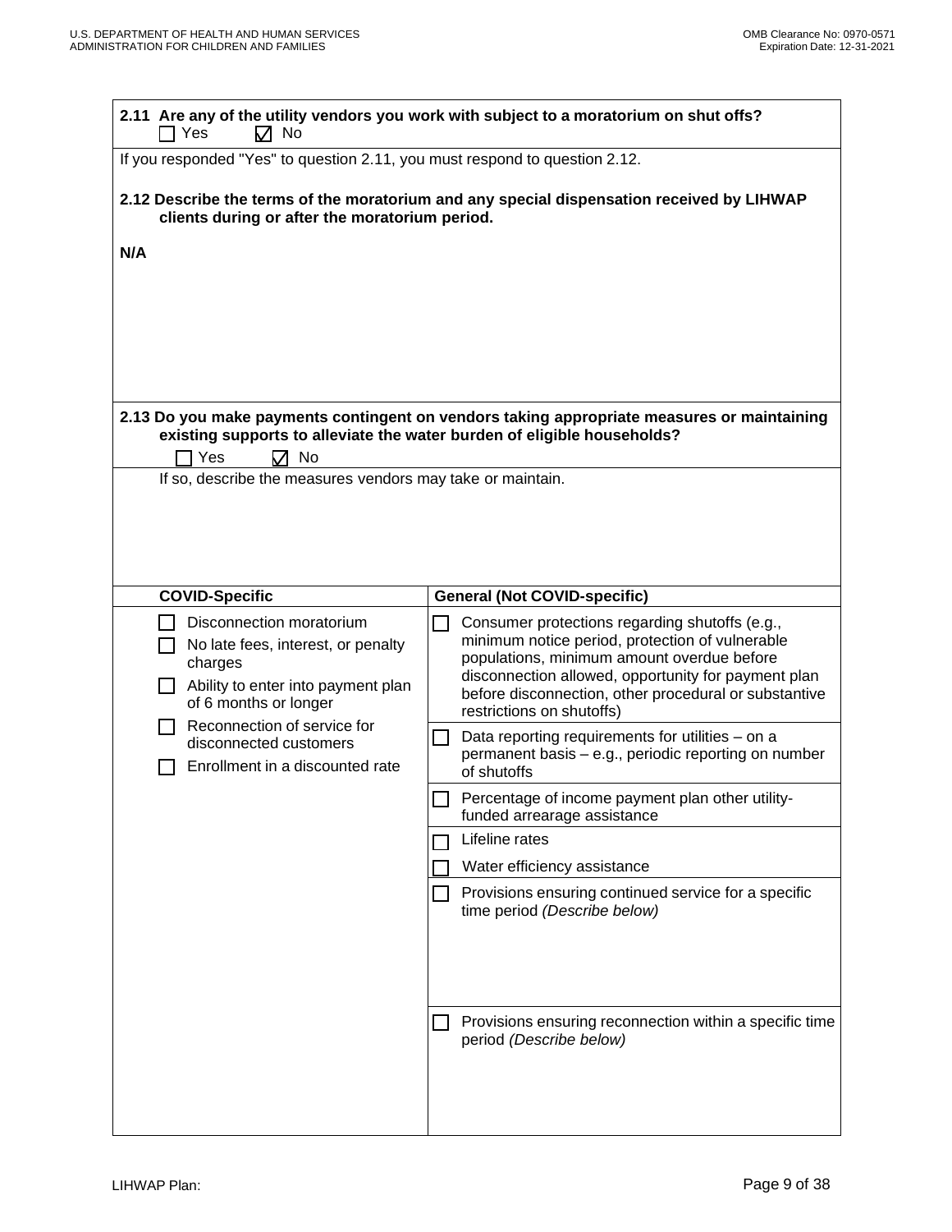**2.11 Are any of the utility vendors you work with subject to a moratorium on shut offs?**

☐ Yes ☑ No

If you responded "Yes" to question 2.11, you must respond to question 2.12.

**2.12 Describe the terms of the moratorium and any special dispensation received by LIHWAP clients during or after the moratorium period.**

**N/A**

**2.13 Do you make payments contingent on vendors taking appropriate measures or maintaining existing supports to alleviate the water burden of eligible households?**

☐ Yes ☑ No

If so, describe the measures vendors may take or maintain.

| COVID-Specific | General (Not COVID-specific) |
|---|---|
| ☐ Disconnection moratorium<br>☐ No late fees, interest, or penalty charges<br>☐ Ability to enter into payment plan of 6 months or longer<br>☐ Reconnection of service for disconnected customers<br>☐ Enrollment in a discounted rate | ☐ Consumer protections regarding shutoffs (e.g., minimum notice period, protection of vulnerable populations, minimum amount overdue before disconnection allowed, opportunity for payment plan before disconnection, other procedural or substantive restrictions on shutoffs) |
| | ☐ Data reporting requirements for utilities – on a permanent basis – e.g., periodic reporting on number of shutoffs |
| | ☐ Percentage of income payment plan other utility-funded arrearage assistance |
| | ☐ Lifeline rates<br>☐ Water efficiency assistance |
| | ☐ Provisions ensuring continued service for a specific time period *(Describe below)* |
| | ☐ Provisions ensuring reconnection within a specific time period *(Describe below)* |

LIHWAP Plan: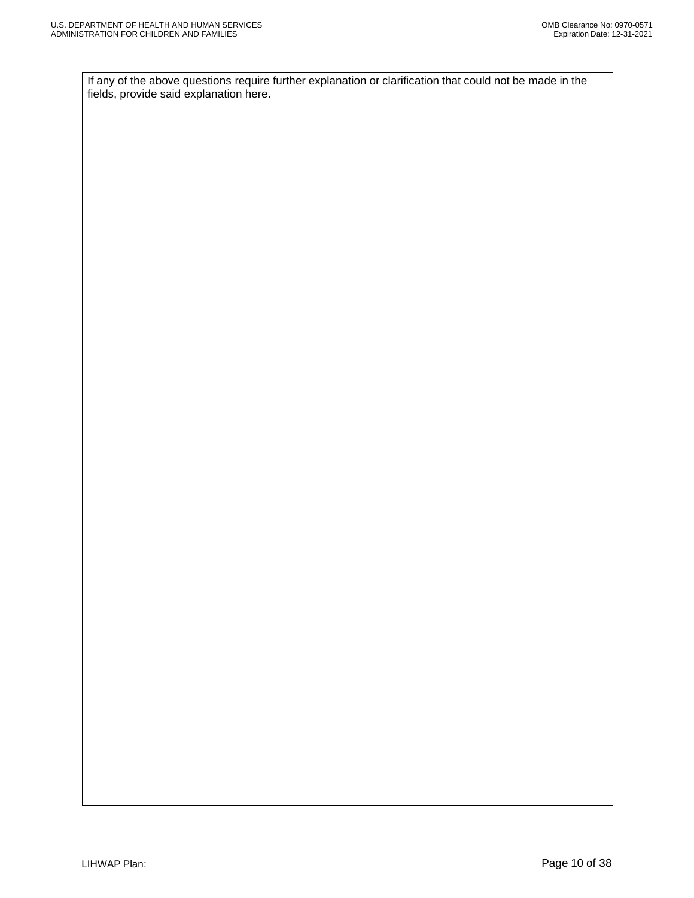If any of the above questions require further explanation or clarification that could not be made in the fields, provide said explanation here.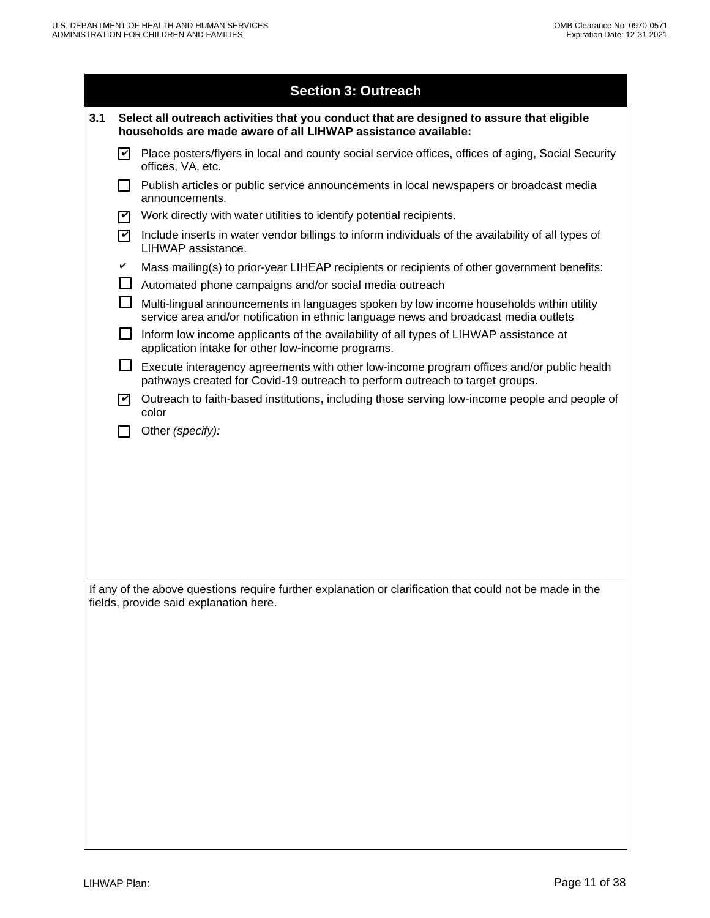## Section 3: Outreach

**3.1 Select all outreach activities that you conduct that are designed to assure that eligible households are made aware of all LIHWAP assistance available:**

- [x] Place posters/flyers in local and county social service offices, offices of aging, Social Security offices, VA, etc.
- [ ] Publish articles or public service announcements in local newspapers or broadcast media announcements.
- [x] Work directly with water utilities to identify potential recipients.
- [x] Include inserts in water vendor billings to inform individuals of the availability of all types of LIHWAP assistance.
- [x] Mass mailing(s) to prior-year LIHEAP recipients or recipients of other government benefits:
- [ ] Automated phone campaigns and/or social media outreach
- [ ] Multi-lingual announcements in languages spoken by low income households within utility service area and/or notification in ethnic language news and broadcast media outlets
- [ ] Inform low income applicants of the availability of all types of LIHWAP assistance at application intake for other low-income programs.
- [ ] Execute interagency agreements with other low-income program offices and/or public health pathways created for Covid-19 outreach to perform outreach to target groups.
- [x] Outreach to faith-based institutions, including those serving low-income people and people of color
- [ ] Other *(specify)*:

If any of the above questions require further explanation or clarification that could not be made in the fields, provide said explanation here.

LIHWAP Plan: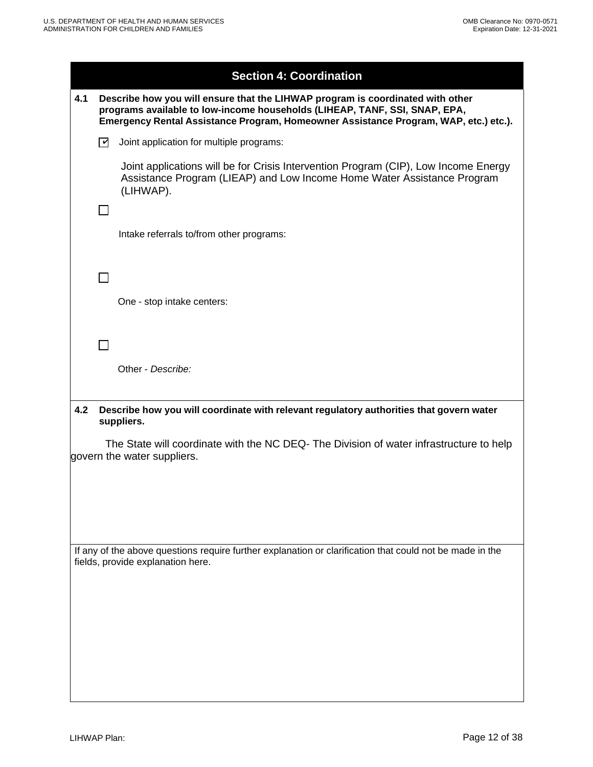## Section 4: Coordination

**4.1 Describe how you will ensure that the LIHWAP program is coordinated with other programs available to low-income households (LIHEAP, TANF, SSI, SNAP, EPA, Emergency Rental Assistance Program, Homeowner Assistance Program, WAP, etc.) etc.).**

- [x] Joint application for multiple programs:

  Joint applications will be for Crisis Intervention Program (CIP), Low Income Energy Assistance Program (LIEAP) and Low Income Home Water Assistance Program (LIHWAP).

- [ ] Intake referrals to/from other programs:

- [ ] One - stop intake centers:

- [ ] Other - *Describe:*

**4.2 Describe how you will coordinate with relevant regulatory authorities that govern water suppliers.**

The State will coordinate with the NC DEQ- The Division of water infrastructure to help govern the water suppliers.

If any of the above questions require further explanation or clarification that could not be made in the fields, provide explanation here.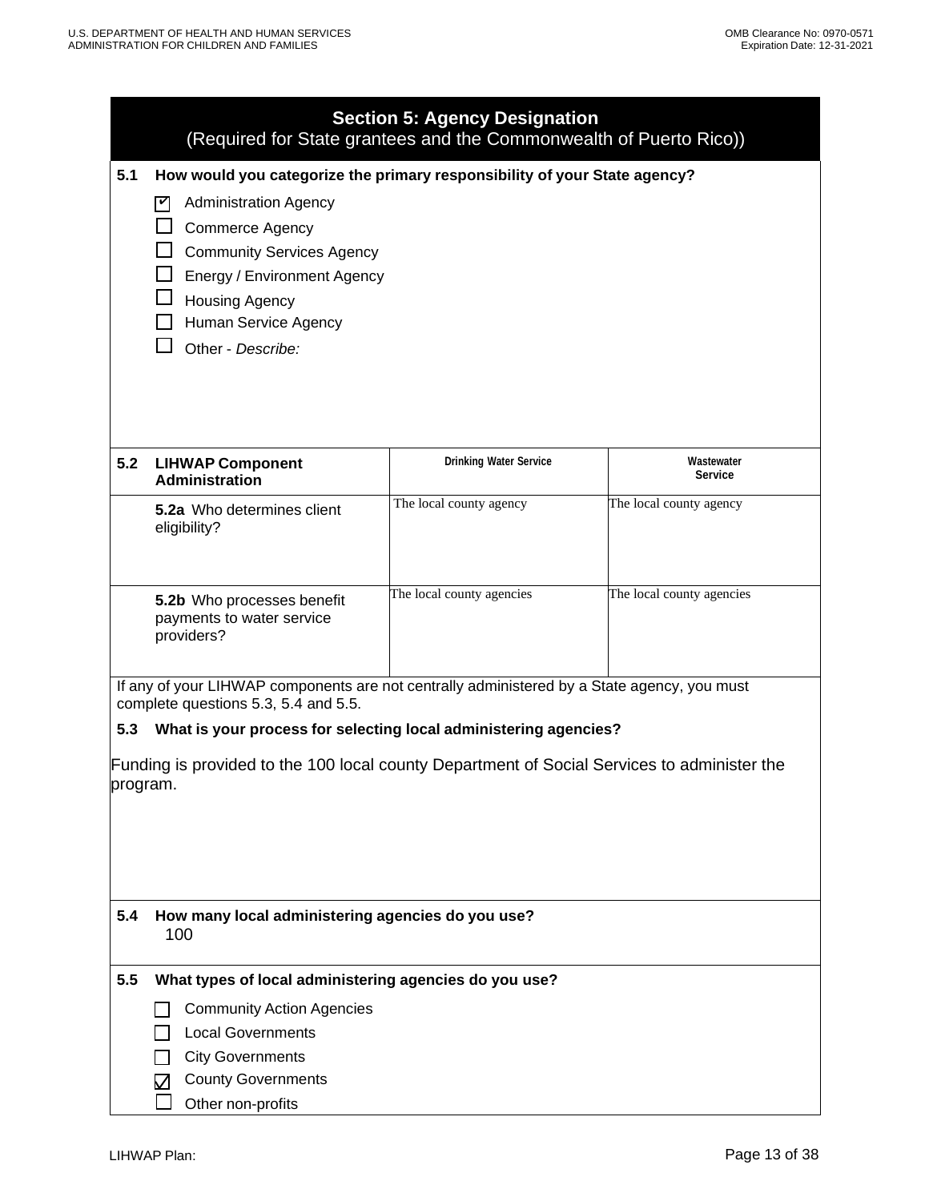## Section 5: Agency Designation
(Required for State grantees and the Commonwealth of Puerto Rico))

**5.1 How would you categorize the primary responsibility of your State agency?**

- ☑ Administration Agency
- ☐ Commerce Agency
- ☐ Community Services Agency
- ☐ Energy / Environment Agency
- ☐ Housing Agency
- ☐ Human Service Agency
- ☐ Other - *Describe:*

| **5.2 LIHWAP Component Administration** | **Drinking Water Service** | **Wastewater Service** |
|---|---|---|
| **5.2a** Who determines client eligibility? | The local county agency | The local county agency |
| **5.2b** Who processes benefit payments to water service providers? | The local county agencies | The local county agencies |

If any of your LIHWAP components are not centrally administered by a State agency, you must complete questions 5.3, 5.4 and 5.5.

**5.3 What is your process for selecting local administering agencies?**

Funding is provided to the 100 local county Department of Social Services to administer the program.

**5.4 How many local administering agencies do you use?**

100

**5.5 What types of local administering agencies do you use?**

- ☐ Community Action Agencies
- ☐ Local Governments
- ☐ City Governments
- ☑ County Governments
- ☐ Other non-profits

LIHWAP Plan: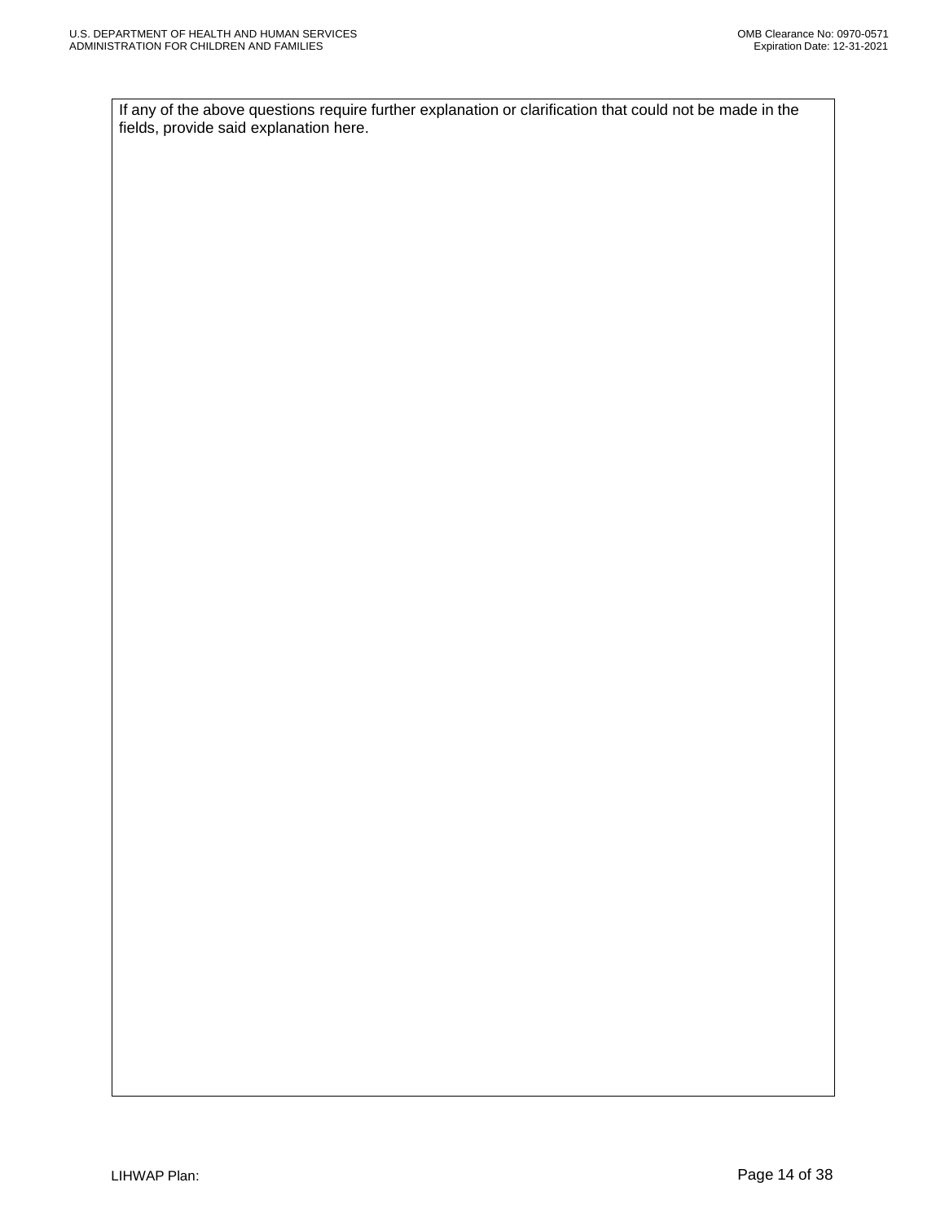If any of the above questions require further explanation or clarification that could not be made in the fields, provide said explanation here.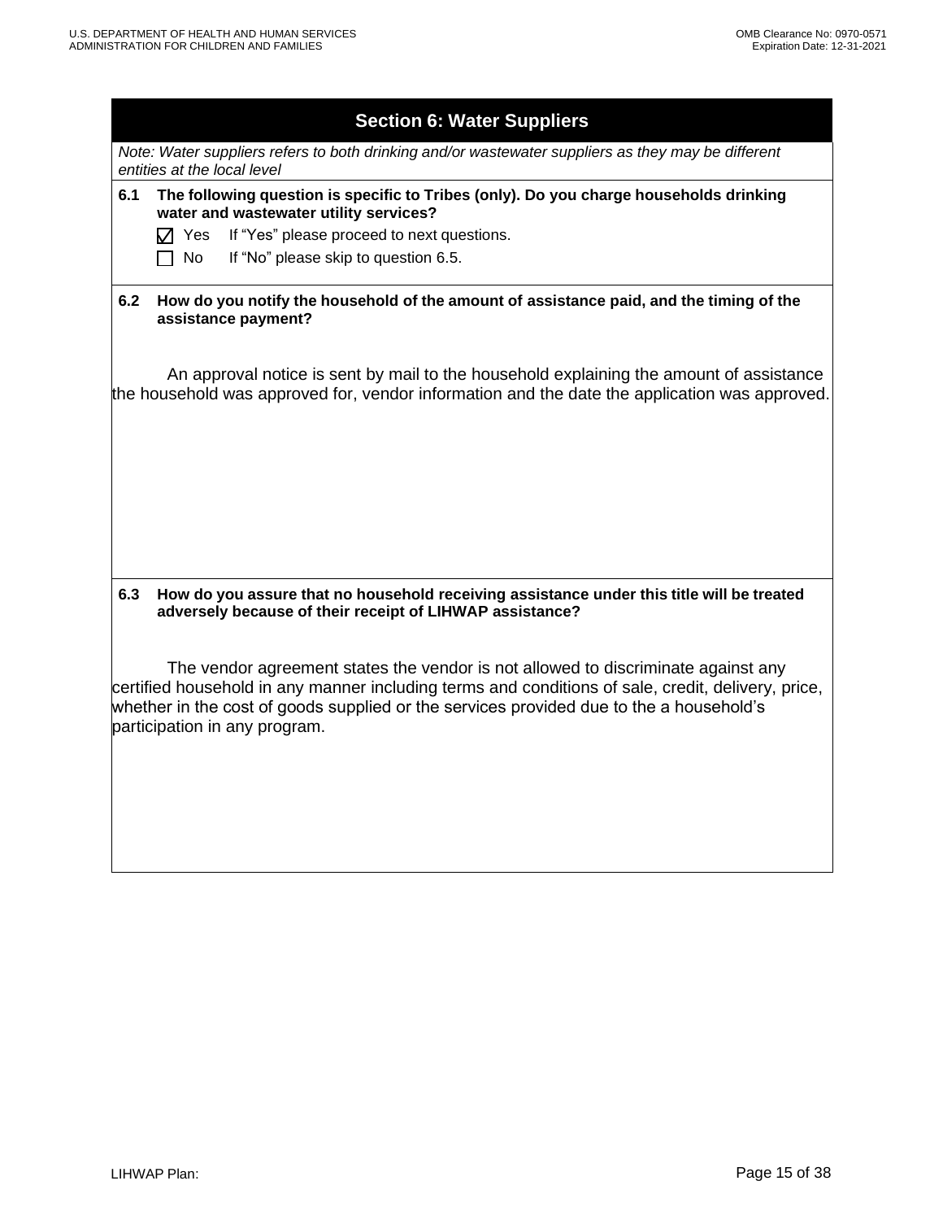## Section 6: Water Suppliers

*Note: Water suppliers refers to both drinking and/or wastewater suppliers as they may be different entities at the local level*

**6.1 The following question is specific to Tribes (only). Do you charge households drinking water and wastewater utility services?**

☑ Yes If "Yes" please proceed to next questions.

☐ No If "No" please skip to question 6.5.

**6.2 How do you notify the household of the amount of assistance paid, and the timing of the assistance payment?**

An approval notice is sent by mail to the household explaining the amount of assistance the household was approved for, vendor information and the date the application was approved.

**6.3 How do you assure that no household receiving assistance under this title will be treated adversely because of their receipt of LIHWAP assistance?**

The vendor agreement states the vendor is not allowed to discriminate against any certified household in any manner including terms and conditions of sale, credit, delivery, price, whether in the cost of goods supplied or the services provided due to the a household's participation in any program.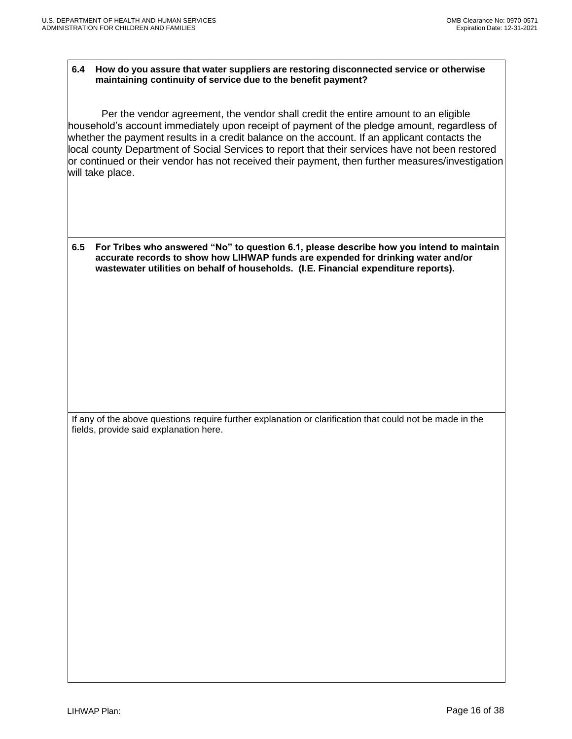**6.4 How do you assure that water suppliers are restoring disconnected service or otherwise maintaining continuity of service due to the benefit payment?**

Per the vendor agreement, the vendor shall credit the entire amount to an eligible household's account immediately upon receipt of payment of the pledge amount, regardless of whether the payment results in a credit balance on the account. If an applicant contacts the local county Department of Social Services to report that their services have not been restored or continued or their vendor has not received their payment, then further measures/investigation will take place.

**6.5 For Tribes who answered "No" to question 6.1, please describe how you intend to maintain accurate records to show how LIHWAP funds are expended for drinking water and/or wastewater utilities on behalf of households. (I.E. Financial expenditure reports).**

If any of the above questions require further explanation or clarification that could not be made in the fields, provide said explanation here.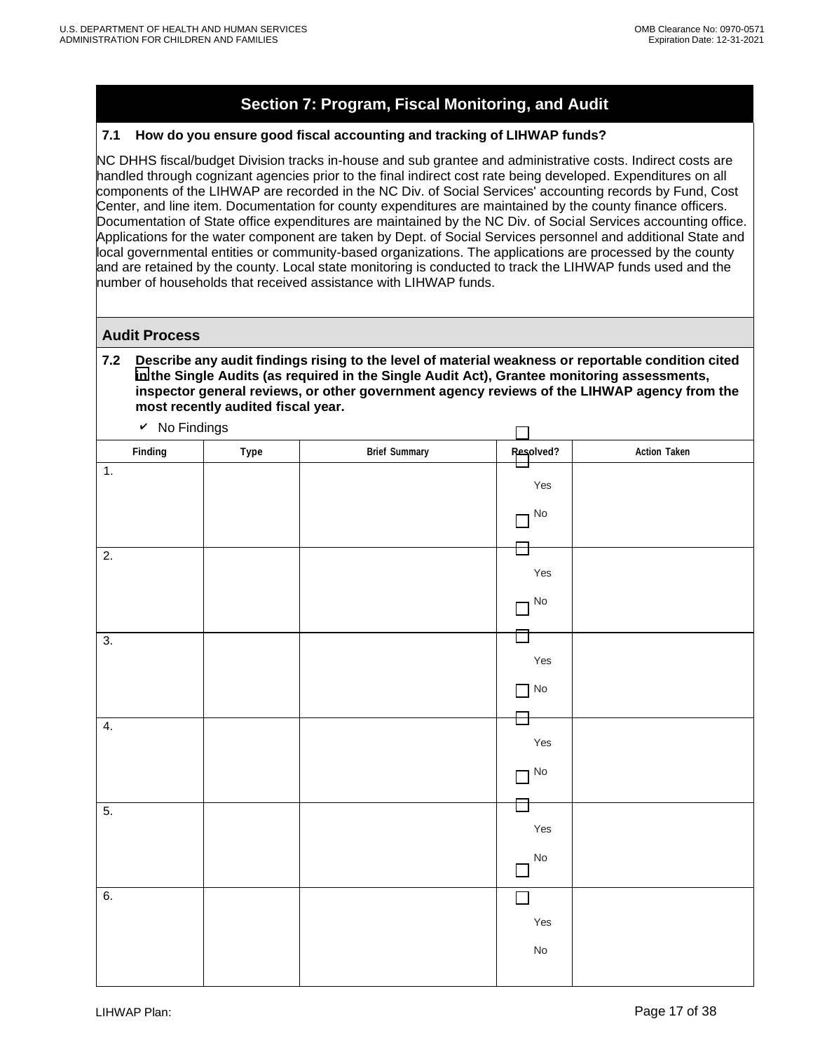## Section 7: Program, Fiscal Monitoring, and Audit

**7.1 How do you ensure good fiscal accounting and tracking of LIHWAP funds?**

NC DHHS fiscal/budget Division tracks in-house and sub grantee and administrative costs. Indirect costs are handled through cognizant agencies prior to the final indirect cost rate being developed. Expenditures on all components of the LIHWAP are recorded in the NC Div. of Social Services' accounting records by Fund, Cost Center, and line item. Documentation for county expenditures are maintained by the county finance officers. Documentation of State office expenditures are maintained by the NC Div. of Social Services accounting office. Applications for the water component are taken by Dept. of Social Services personnel and additional State and local governmental entities or community-based organizations. The applications are processed by the county and are retained by the county. Local state monitoring is conducted to track the LIHWAP funds used and the number of households that received assistance with LIHWAP funds.

### Audit Process

**7.2 Describe any audit findings rising to the level of material weakness or reportable condition cited in the Single Audits (as required in the Single Audit Act), Grantee monitoring assessments, inspector general reviews, or other government agency reviews of the LIHWAP agency from the most recently audited fiscal year.**

✔ No Findings

| Finding | Type | Brief Summary | Resolved? | Action Taken |
|---|---|---|---|---|
| 1. | | | ☐ Yes ☐ No | |
| 2. | | | ☐ Yes ☐ No | |
| 3. | | | ☐ Yes ☐ No | |
| 4. | | | ☐ Yes ☐ No | |
| 5. | | | ☐ Yes ☐ No | |
| 6. | | | ☐ Yes ☐ No | |

LIHWAP Plan: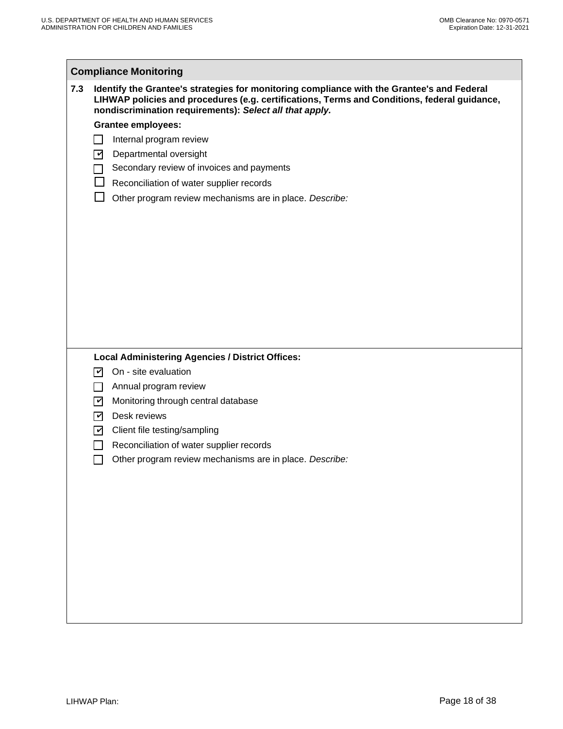## Compliance Monitoring

**7.3 Identify the Grantee's strategies for monitoring compliance with the Grantee's and Federal LIHWAP policies and procedures (e.g. certifications, Terms and Conditions, federal guidance, nondiscrimination requirements):** ***Select all that apply.***

**Grantee employees:**

- [ ] Internal program review
- [x] Departmental oversight
- [ ] Secondary review of invoices and payments
- [ ] Reconciliation of water supplier records
- [ ] Other program review mechanisms are in place. *Describe:*

**Local Administering Agencies / District Offices:**

- [x] On - site evaluation
- [ ] Annual program review
- [x] Monitoring through central database
- [x] Desk reviews
- [x] Client file testing/sampling
- [ ] Reconciliation of water supplier records
- [ ] Other program review mechanisms are in place. *Describe:*

LIHWAP Plan: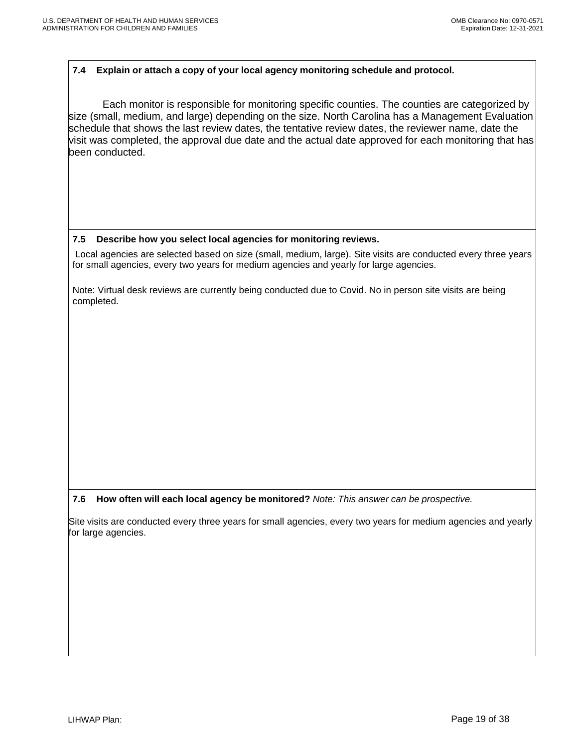**7.4 Explain or attach a copy of your local agency monitoring schedule and protocol.**

Each monitor is responsible for monitoring specific counties. The counties are categorized by size (small, medium, and large) depending on the size. North Carolina has a Management Evaluation schedule that shows the last review dates, the tentative review dates, the reviewer name, date the visit was completed, the approval due date and the actual date approved for each monitoring that has been conducted.

**7.5 Describe how you select local agencies for monitoring reviews.**

Local agencies are selected based on size (small, medium, large). Site visits are conducted every three years for small agencies, every two years for medium agencies and yearly for large agencies.

Note: Virtual desk reviews are currently being conducted due to Covid. No in person site visits are being completed.

**7.6 How often will each local agency be monitored?** *Note: This answer can be prospective.*

Site visits are conducted every three years for small agencies, every two years for medium agencies and yearly for large agencies.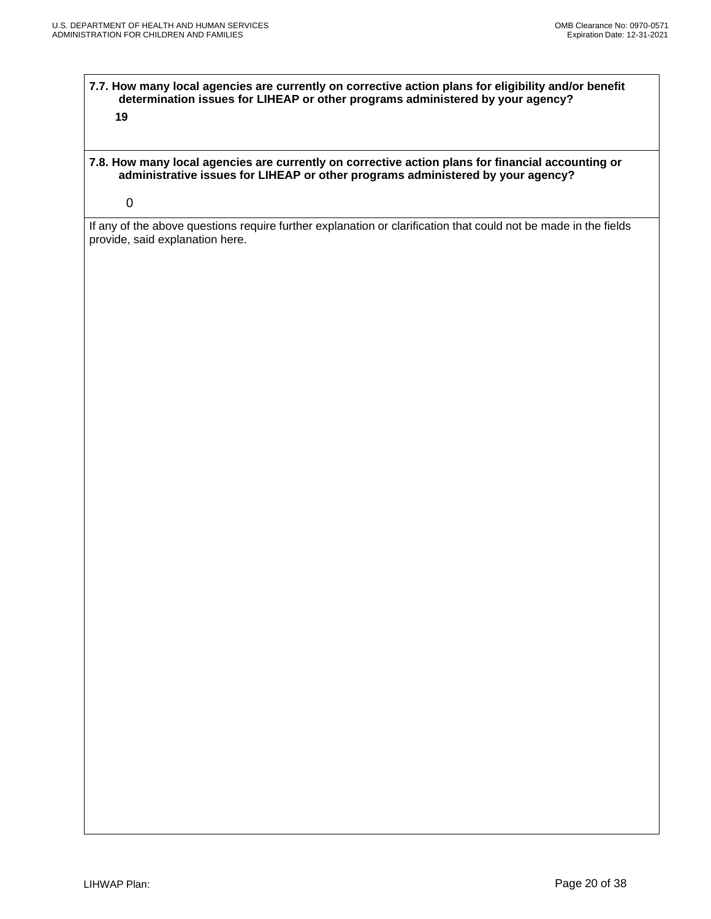**7.7. How many local agencies are currently on corrective action plans for eligibility and/or benefit determination issues for LIHEAP or other programs administered by your agency?**

**19**

**7.8. How many local agencies are currently on corrective action plans for financial accounting or administrative issues for LIHEAP or other programs administered by your agency?**

0

If any of the above questions require further explanation or clarification that could not be made in the fields provide, said explanation here.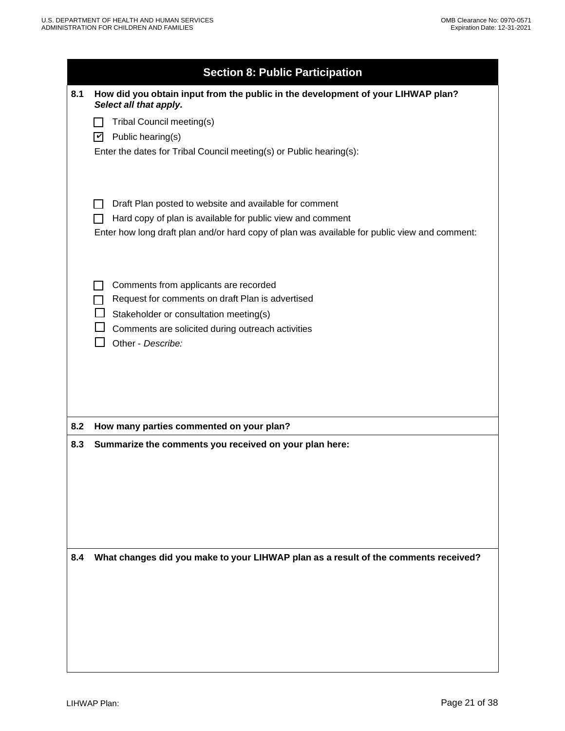## Section 8: Public Participation

**8.1 How did you obtain input from the public in the development of your LIHWAP plan?** ***Select all that apply.***

- [ ] Tribal Council meeting(s)
- [x] Public hearing(s)

Enter the dates for Tribal Council meeting(s) or Public hearing(s):

- [ ] Draft Plan posted to website and available for comment
- [ ] Hard copy of plan is available for public view and comment

Enter how long draft plan and/or hard copy of plan was available for public view and comment:

- [ ] Comments from applicants are recorded
- [ ] Request for comments on draft Plan is advertised
- [ ] Stakeholder or consultation meeting(s)
- [ ] Comments are solicited during outreach activities
- [ ] Other - *Describe:*

**8.2 How many parties commented on your plan?**

**8.3 Summarize the comments you received on your plan here:**

**8.4 What changes did you make to your LIHWAP plan as a result of the comments received?**

LIHWAP Plan: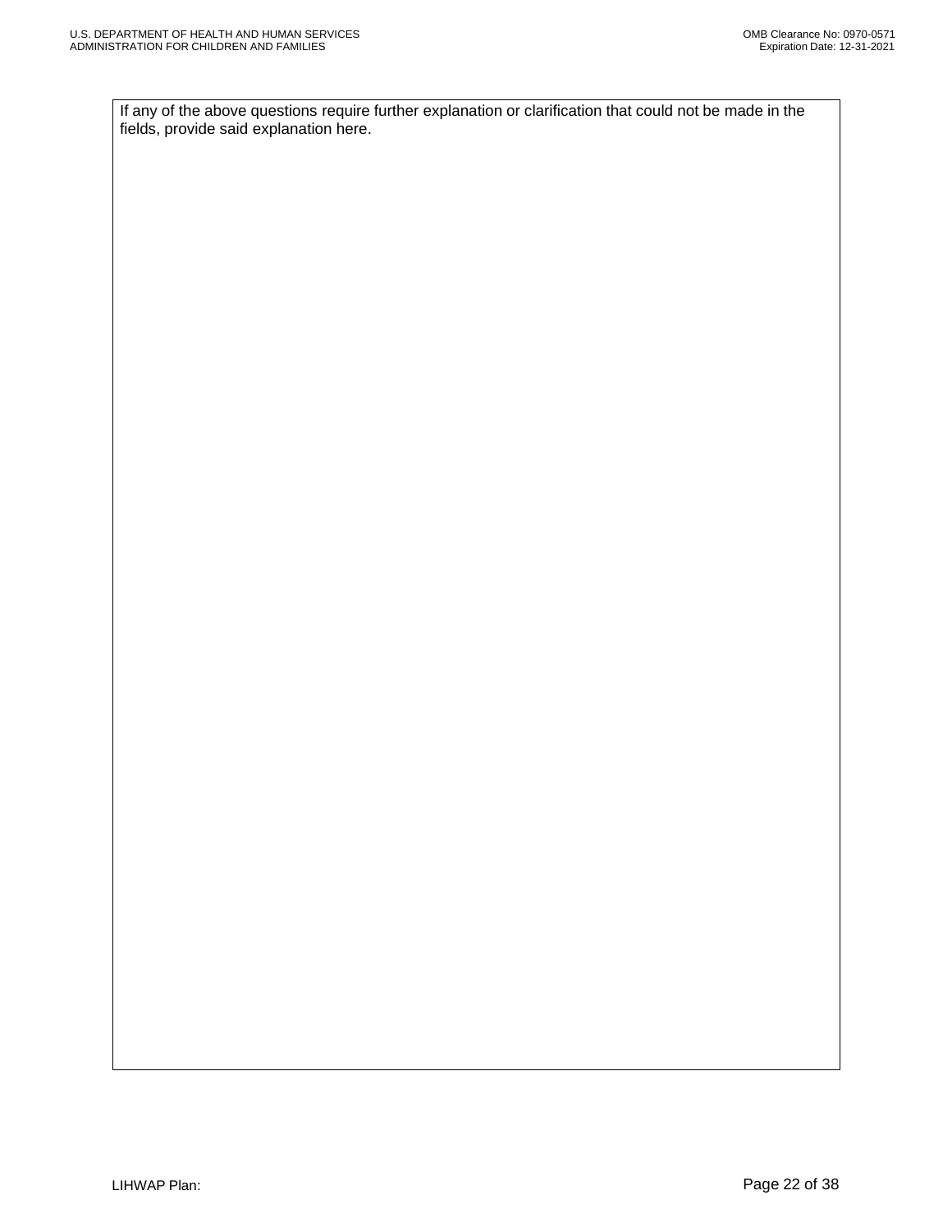If any of the above questions require further explanation or clarification that could not be made in the fields, provide said explanation here.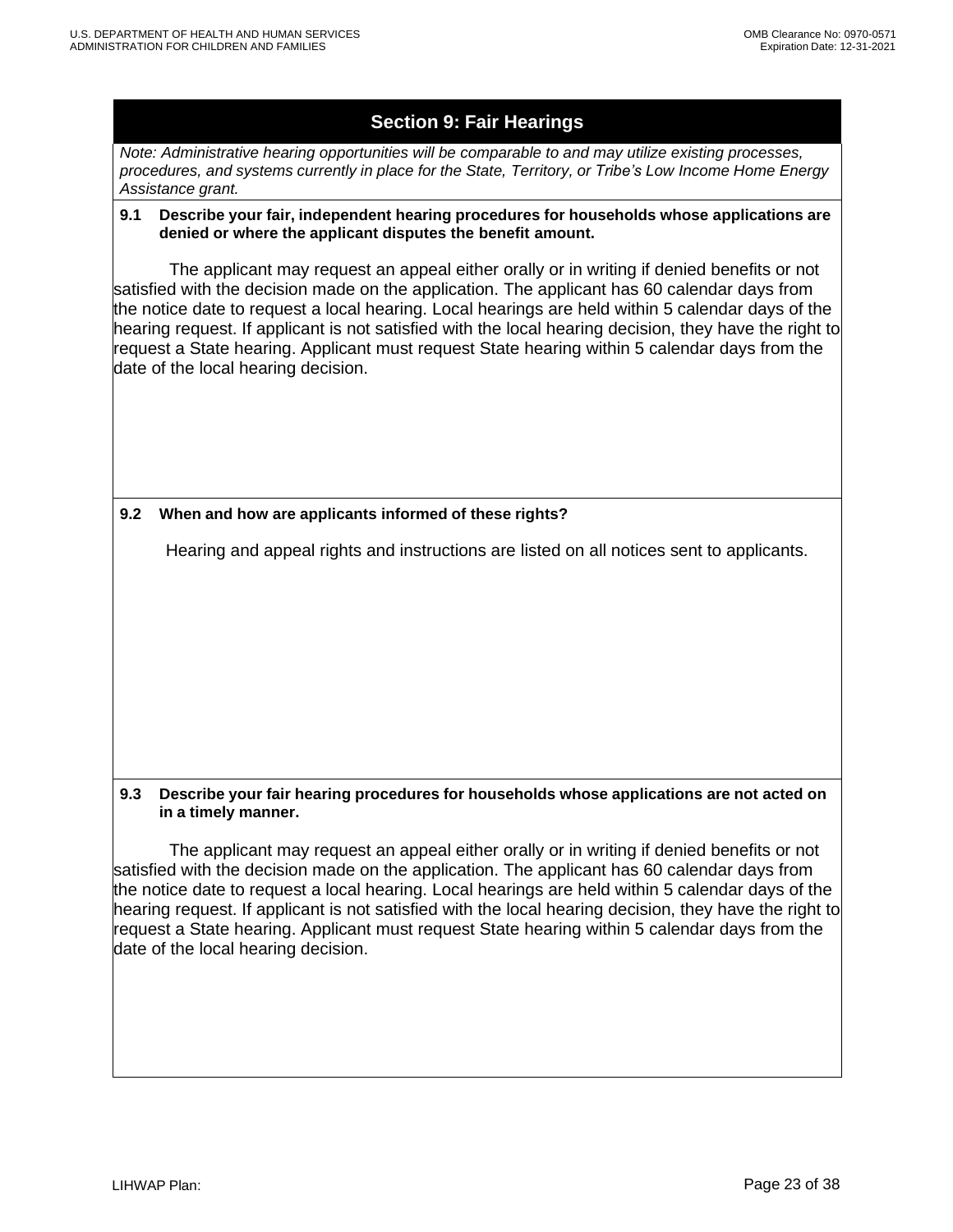## Section 9: Fair Hearings

*Note: Administrative hearing opportunities will be comparable to and may utilize existing processes, procedures, and systems currently in place for the State, Territory, or Tribe's Low Income Home Energy Assistance grant.*

**9.1 Describe your fair, independent hearing procedures for households whose applications are denied or where the applicant disputes the benefit amount.**

The applicant may request an appeal either orally or in writing if denied benefits or not satisfied with the decision made on the application. The applicant has 60 calendar days from the notice date to request a local hearing. Local hearings are held within 5 calendar days of the hearing request. If applicant is not satisfied with the local hearing decision, they have the right to request a State hearing. Applicant must request State hearing within 5 calendar days from the date of the local hearing decision.

**9.2 When and how are applicants informed of these rights?**

Hearing and appeal rights and instructions are listed on all notices sent to applicants.

**9.3 Describe your fair hearing procedures for households whose applications are not acted on in a timely manner.**

The applicant may request an appeal either orally or in writing if denied benefits or not satisfied with the decision made on the application. The applicant has 60 calendar days from the notice date to request a local hearing. Local hearings are held within 5 calendar days of the hearing request. If applicant is not satisfied with the local hearing decision, they have the right to request a State hearing. Applicant must request State hearing within 5 calendar days from the date of the local hearing decision.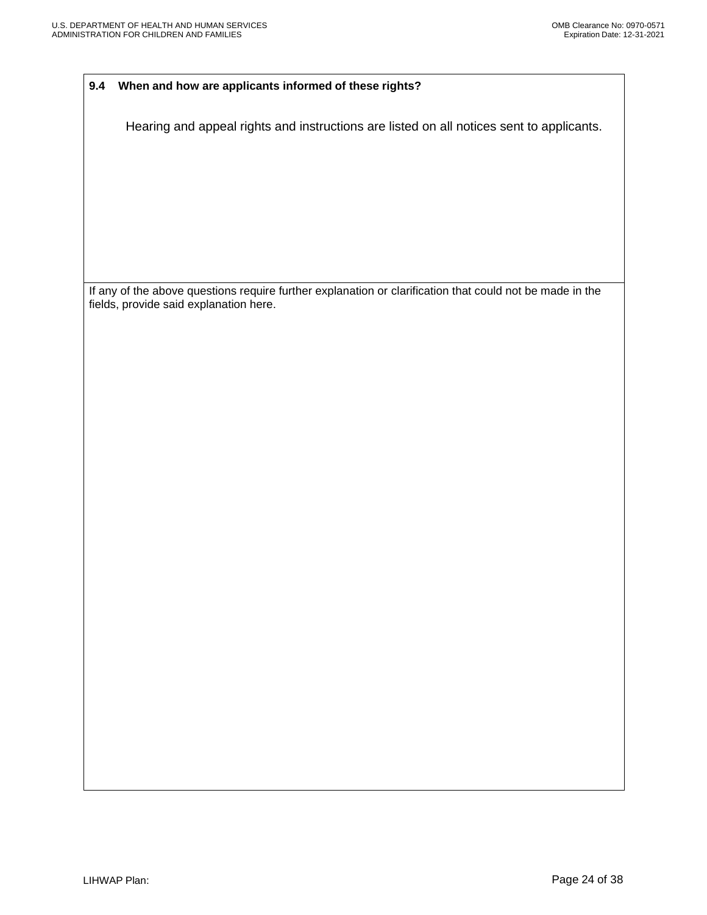**9.4 When and how are applicants informed of these rights?**

Hearing and appeal rights and instructions are listed on all notices sent to applicants.

If any of the above questions require further explanation or clarification that could not be made in the fields, provide said explanation here.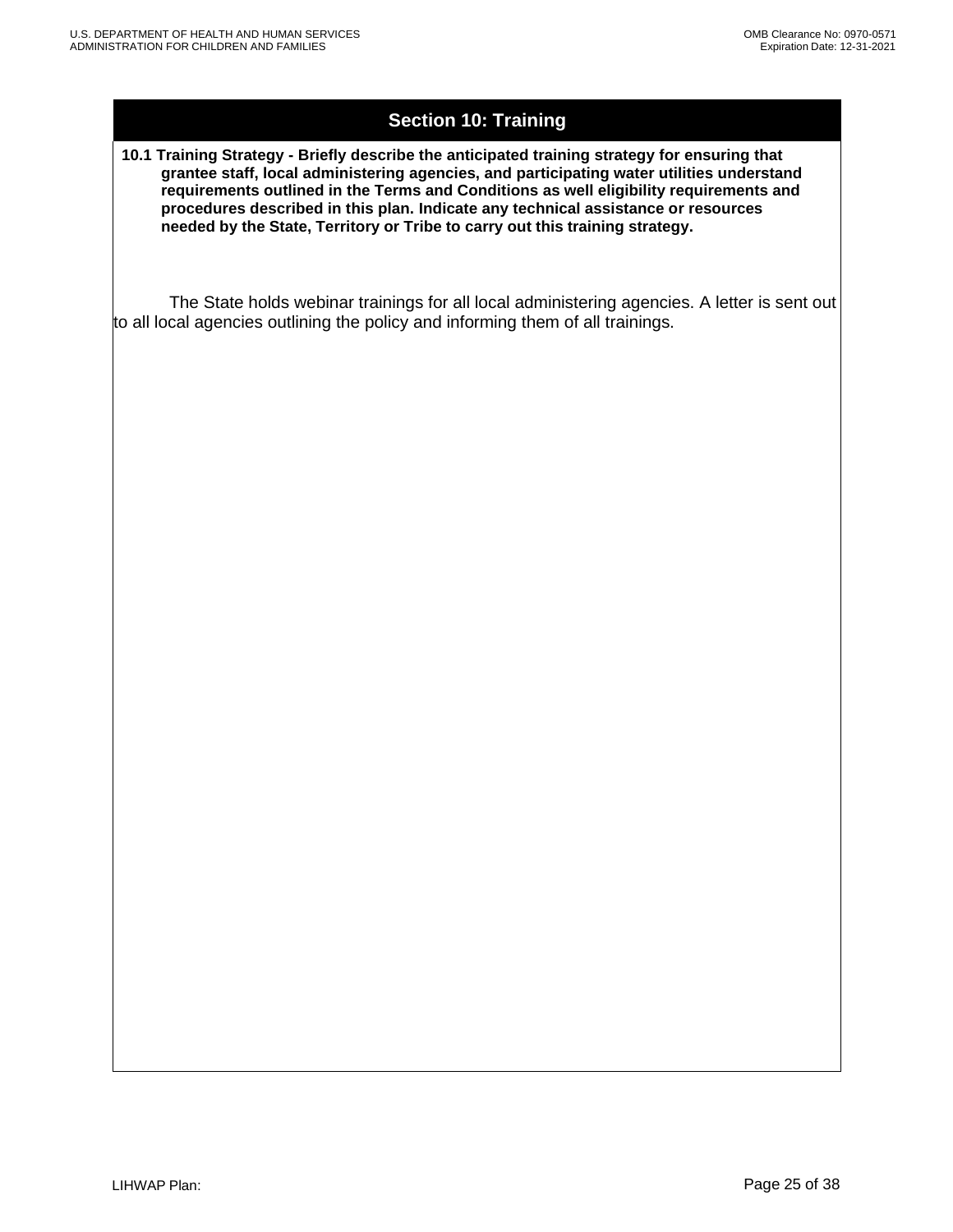## Section 10: Training

**10.1 Training Strategy - Briefly describe the anticipated training strategy for ensuring that grantee staff, local administering agencies, and participating water utilities understand requirements outlined in the Terms and Conditions as well eligibility requirements and procedures described in this plan. Indicate any technical assistance or resources needed by the State, Territory or Tribe to carry out this training strategy.**

The State holds webinar trainings for all local administering agencies. A letter is sent out to all local agencies outlining the policy and informing them of all trainings.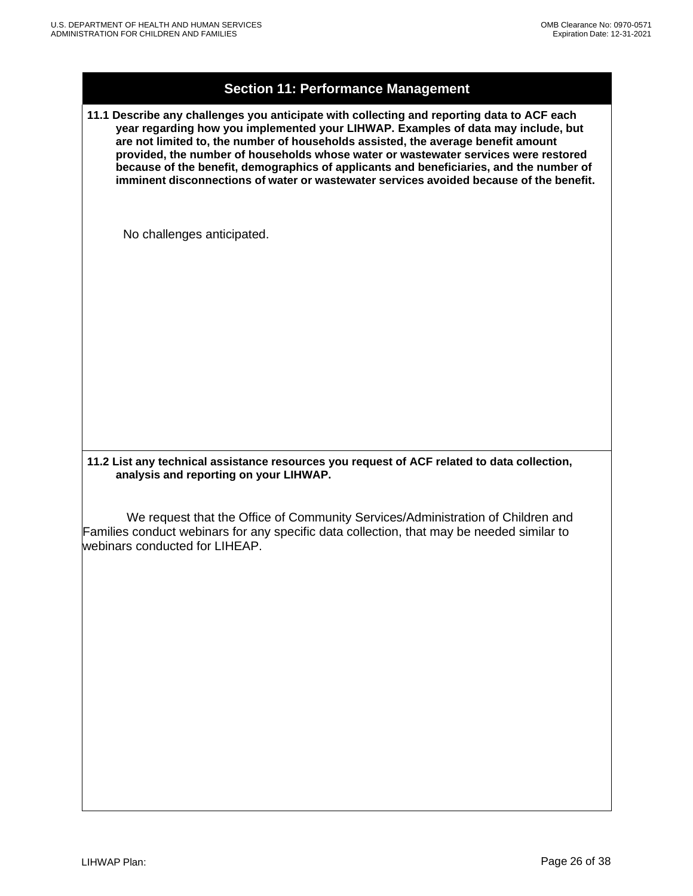## Section 11: Performance Management

**11.1 Describe any challenges you anticipate with collecting and reporting data to ACF each year regarding how you implemented your LIHWAP. Examples of data may include, but are not limited to, the number of households assisted, the average benefit amount provided, the number of households whose water or wastewater services were restored because of the benefit, demographics of applicants and beneficiaries, and the number of imminent disconnections of water or wastewater services avoided because of the benefit.**

No challenges anticipated.

**11.2 List any technical assistance resources you request of ACF related to data collection, analysis and reporting on your LIHWAP.**

We request that the Office of Community Services/Administration of Children and Families conduct webinars for any specific data collection, that may be needed similar to webinars conducted for LIHEAP.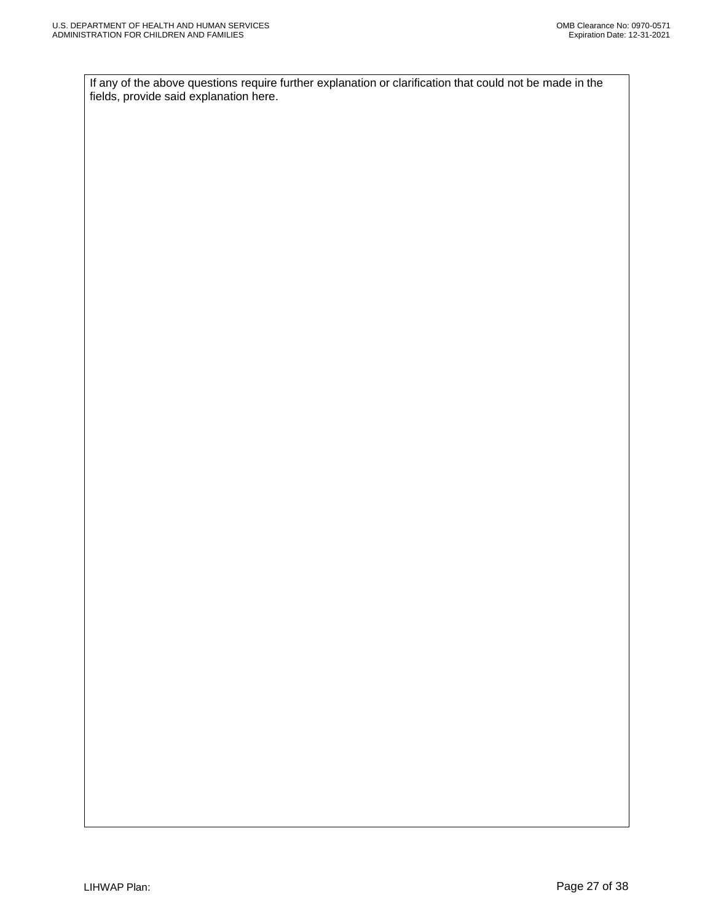If any of the above questions require further explanation or clarification that could not be made in the fields, provide said explanation here.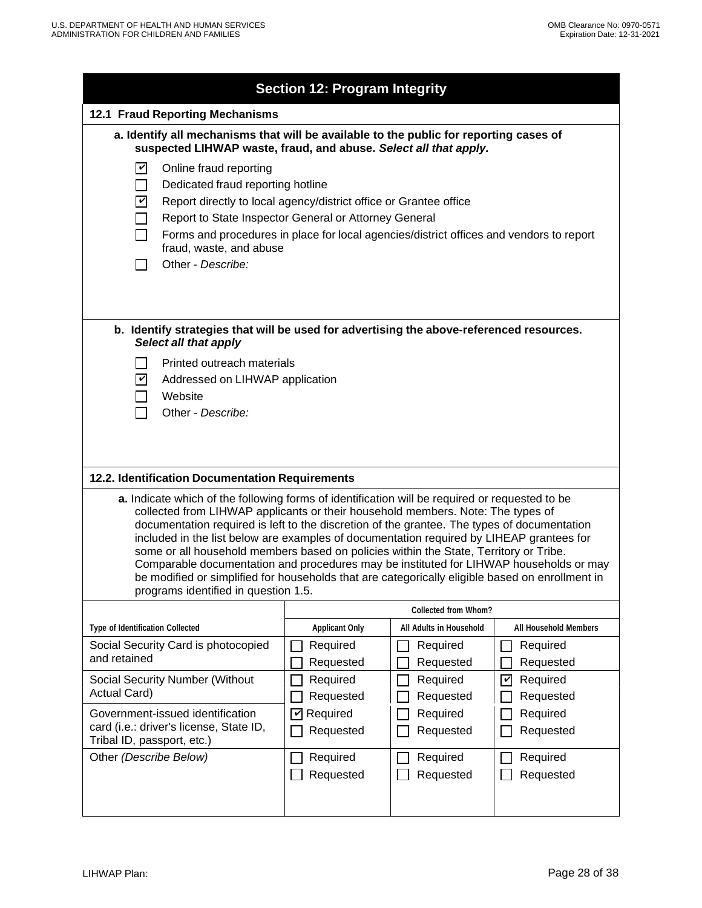## Section 12: Program Integrity

### 12.1 Fraud Reporting Mechanisms

**a. Identify all mechanisms that will be available to the public for reporting cases of suspected LIHWAP waste, fraud, and abuse. *Select all that apply.***

- [x] Online fraud reporting
- [ ] Dedicated fraud reporting hotline
- [x] Report directly to local agency/district office or Grantee office
- [ ] Report to State Inspector General or Attorney General
- [ ] Forms and procedures in place for local agencies/district offices and vendors to report fraud, waste, and abuse
- [ ] Other - *Describe:*

**b. Identify strategies that will be used for advertising the above-referenced resources. *Select all that apply***

- [ ] Printed outreach materials
- [x] Addressed on LIHWAP application
- [ ] Website
- [ ] Other - *Describe:*

### 12.2. Identification Documentation Requirements

**a.** Indicate which of the following forms of identification will be required or requested to be collected from LIHWAP applicants or their household members. Note: The types of documentation required is left to the discretion of the grantee. The types of documentation included in the list below are examples of documentation required by LIHEAP grantees for some or all household members based on policies within the State, Territory or Tribe. Comparable documentation and procedures may be instituted for LIHWAP households or may be modified or simplified for households that are categorically eligible based on enrollment in programs identified in question 1.5.

| Type of Identification Collected | Collected from Whom? Applicant Only | All Adults in Household | All Household Members |
|---|---|---|---|
| Social Security Card is photocopied and retained | ☐ Required<br>☐ Requested | ☐ Required<br>☐ Requested | ☐ Required<br>☐ Requested |
| Social Security Number (Without Actual Card) | ☐ Required<br>☐ Requested | ☐ Required<br>☐ Requested | ☑ Required<br>☐ Requested |
| Government-issued identification card (i.e.: driver's license, State ID, Tribal ID, passport, etc.) | ☑ Required<br>☐ Requested | ☐ Required<br>☐ Requested | ☐ Required<br>☐ Requested |
| Other *(Describe Below)* | ☐ Required<br>☐ Requested | ☐ Required<br>☐ Requested | ☐ Required<br>☐ Requested |

LIHWAP Plan: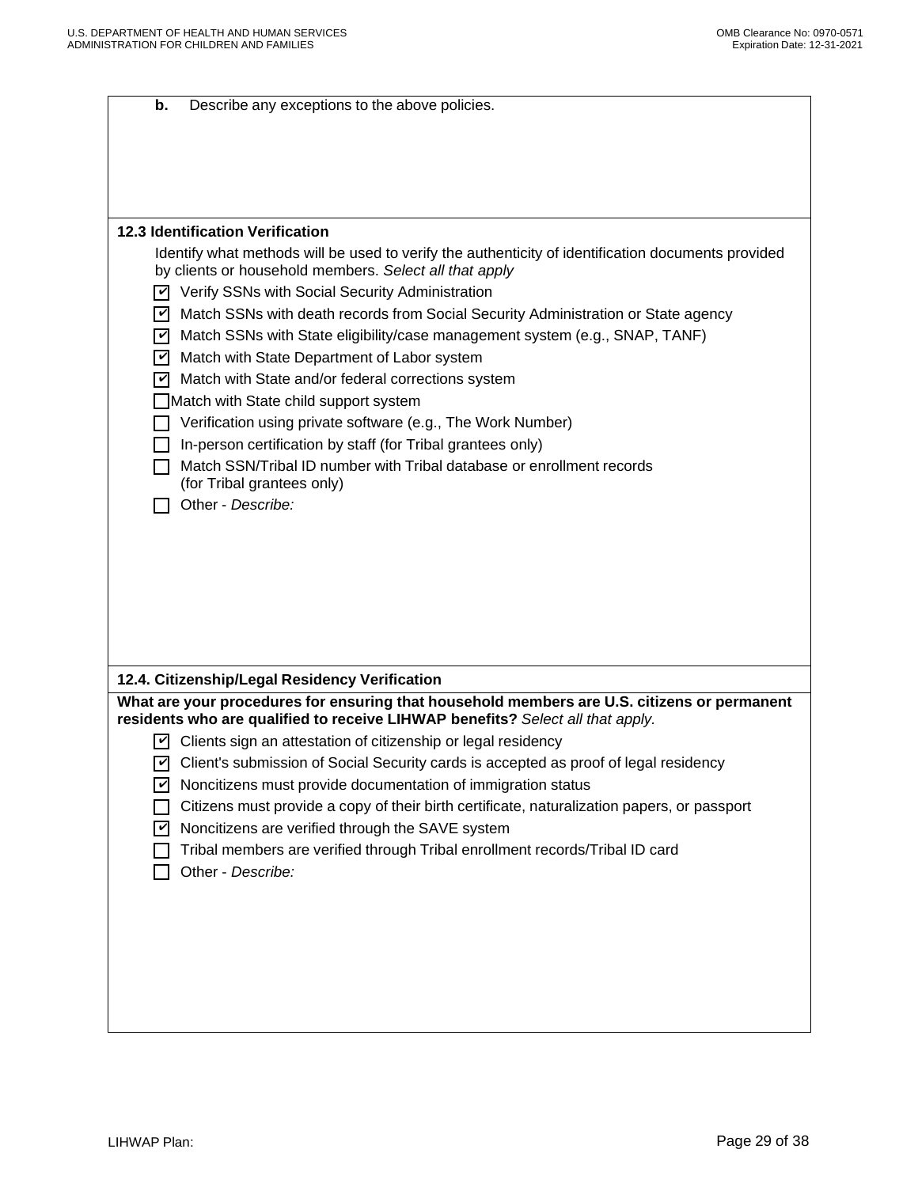**b.** Describe any exceptions to the above policies.

### 12.3 Identification Verification

Identify what methods will be used to verify the authenticity of identification documents provided by clients or household members. *Select all that apply*

- [x] Verify SSNs with Social Security Administration
- [x] Match SSNs with death records from Social Security Administration or State agency
- [x] Match SSNs with State eligibility/case management system (e.g., SNAP, TANF)
- [x] Match with State Department of Labor system
- [x] Match with State and/or federal corrections system
- [ ] Match with State child support system
- [ ] Verification using private software (e.g., The Work Number)
- [ ] In-person certification by staff (for Tribal grantees only)
- [ ] Match SSN/Tribal ID number with Tribal database or enrollment records (for Tribal grantees only)
- [ ] Other - *Describe:*

### 12.4. Citizenship/Legal Residency Verification

**What are your procedures for ensuring that household members are U.S. citizens or permanent residents who are qualified to receive LIHWAP benefits?** *Select all that apply.*

- [x] Clients sign an attestation of citizenship or legal residency
- [x] Client's submission of Social Security cards is accepted as proof of legal residency
- [x] Noncitizens must provide documentation of immigration status
- [ ] Citizens must provide a copy of their birth certificate, naturalization papers, or passport
- [x] Noncitizens are verified through the SAVE system
- [ ] Tribal members are verified through Tribal enrollment records/Tribal ID card
- [ ] Other - *Describe:*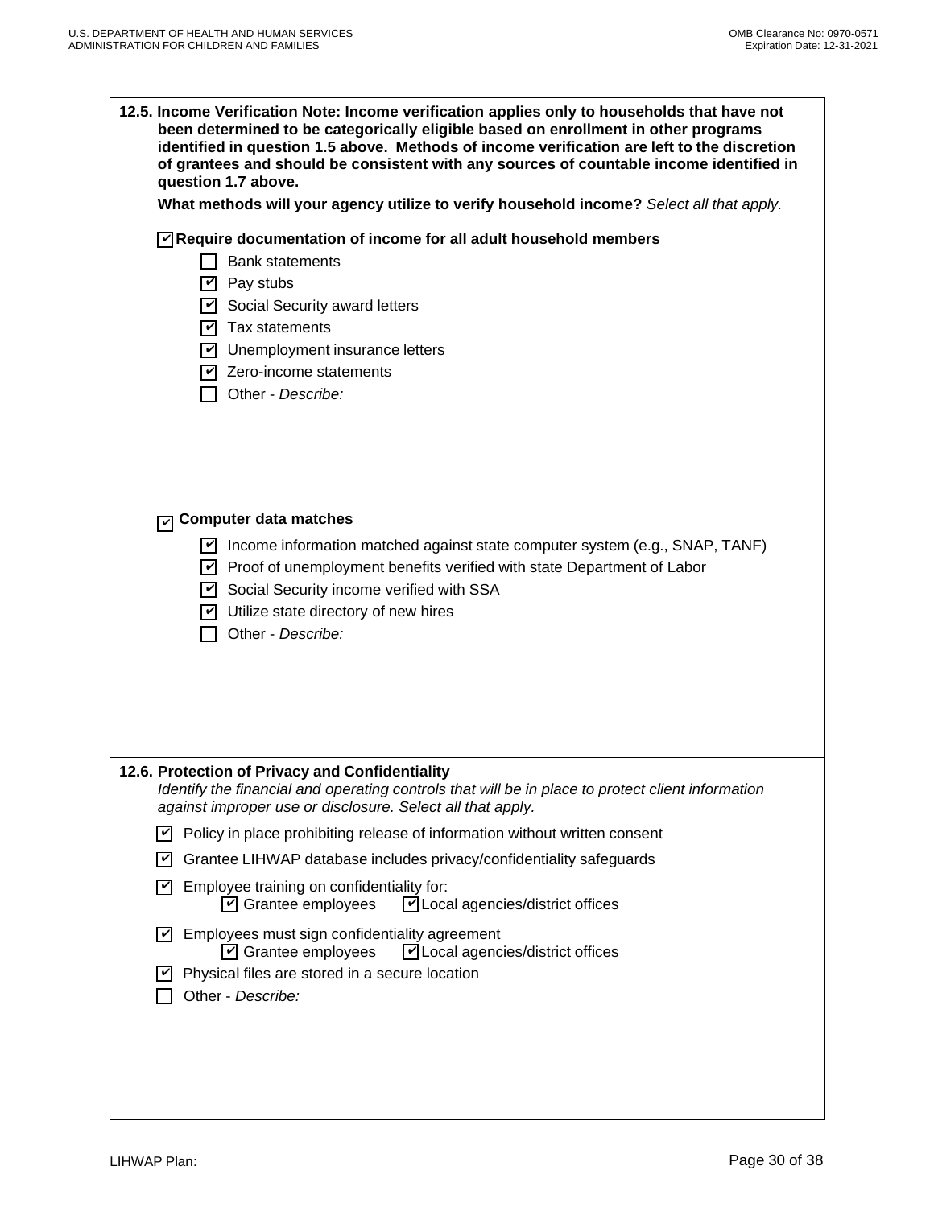**12.5. Income Verification Note: Income verification applies only to households that have not been determined to be categorically eligible based on enrollment in other programs identified in question 1.5 above. Methods of income verification are left to the discretion of grantees and should be consistent with any sources of countable income identified in question 1.7 above.**

**What methods will your agency utilize to verify household income?** *Select all that apply.*

- [x] **Require documentation of income for all adult household members**
  - [ ] Bank statements
  - [x] Pay stubs
  - [x] Social Security award letters
  - [x] Tax statements
  - [x] Unemployment insurance letters
  - [x] Zero-income statements
  - [ ] Other - *Describe:*

- [x] **Computer data matches**
  - [x] Income information matched against state computer system (e.g., SNAP, TANF)
  - [x] Proof of unemployment benefits verified with state Department of Labor
  - [x] Social Security income verified with SSA
  - [x] Utilize state directory of new hires
  - [ ] Other - *Describe:*

**12.6. Protection of Privacy and Confidentiality**

*Identify the financial and operating controls that will be in place to protect client information against improper use or disclosure. Select all that apply.*

- [x] Policy in place prohibiting release of information without written consent
- [x] Grantee LIHWAP database includes privacy/confidentiality safeguards
- [x] Employee training on confidentiality for:
  - [x] Grantee employees
  - [x] Local agencies/district offices
- [x] Employees must sign confidentiality agreement
  - [x] Grantee employees
  - [x] Local agencies/district offices
- [x] Physical files are stored in a secure location
- [ ] Other - *Describe:*

LIHWAP Plan: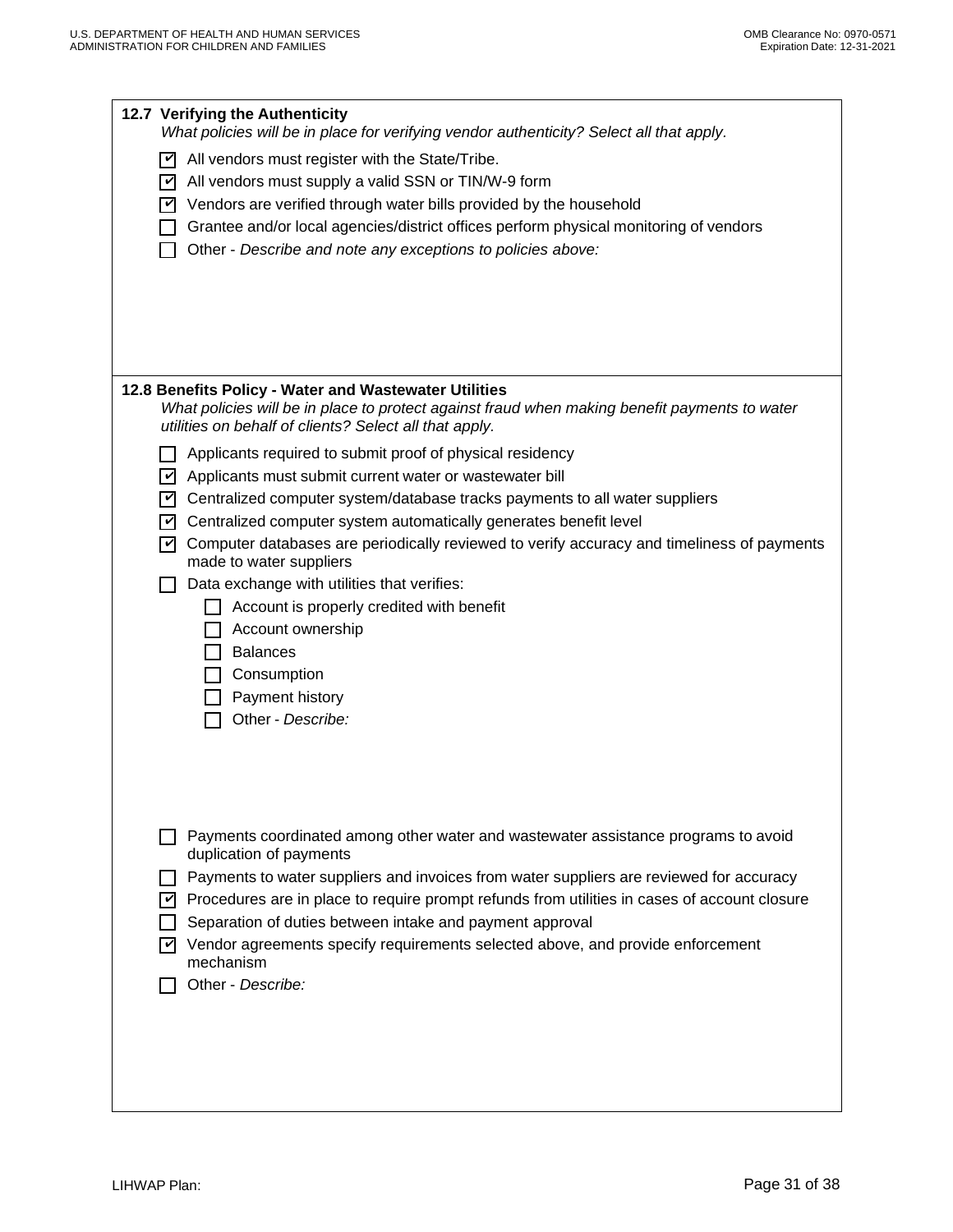### 12.7 Verifying the Authenticity

*What policies will be in place for verifying vendor authenticity? Select all that apply.*

- [x] All vendors must register with the State/Tribe.
- [x] All vendors must supply a valid SSN or TIN/W-9 form
- [x] Vendors are verified through water bills provided by the household
- [ ] Grantee and/or local agencies/district offices perform physical monitoring of vendors
- [ ] Other - *Describe and note any exceptions to policies above:*

### 12.8 Benefits Policy - Water and Wastewater Utilities

*What policies will be in place to protect against fraud when making benefit payments to water utilities on behalf of clients? Select all that apply.*

- [ ] Applicants required to submit proof of physical residency
- [x] Applicants must submit current water or wastewater bill
- [x] Centralized computer system/database tracks payments to all water suppliers
- [x] Centralized computer system automatically generates benefit level
- [x] Computer databases are periodically reviewed to verify accuracy and timeliness of payments made to water suppliers
- [ ] Data exchange with utilities that verifies:
  - [ ] Account is properly credited with benefit
  - [ ] Account ownership
  - [ ] Balances
  - [ ] Consumption
  - [ ] Payment history
  - [ ] Other - *Describe:*
- [ ] Payments coordinated among other water and wastewater assistance programs to avoid duplication of payments
- [ ] Payments to water suppliers and invoices from water suppliers are reviewed for accuracy
- [x] Procedures are in place to require prompt refunds from utilities in cases of account closure
- [ ] Separation of duties between intake and payment approval
- [x] Vendor agreements specify requirements selected above, and provide enforcement mechanism
- [ ] Other - *Describe:*

LIHWAP Plan: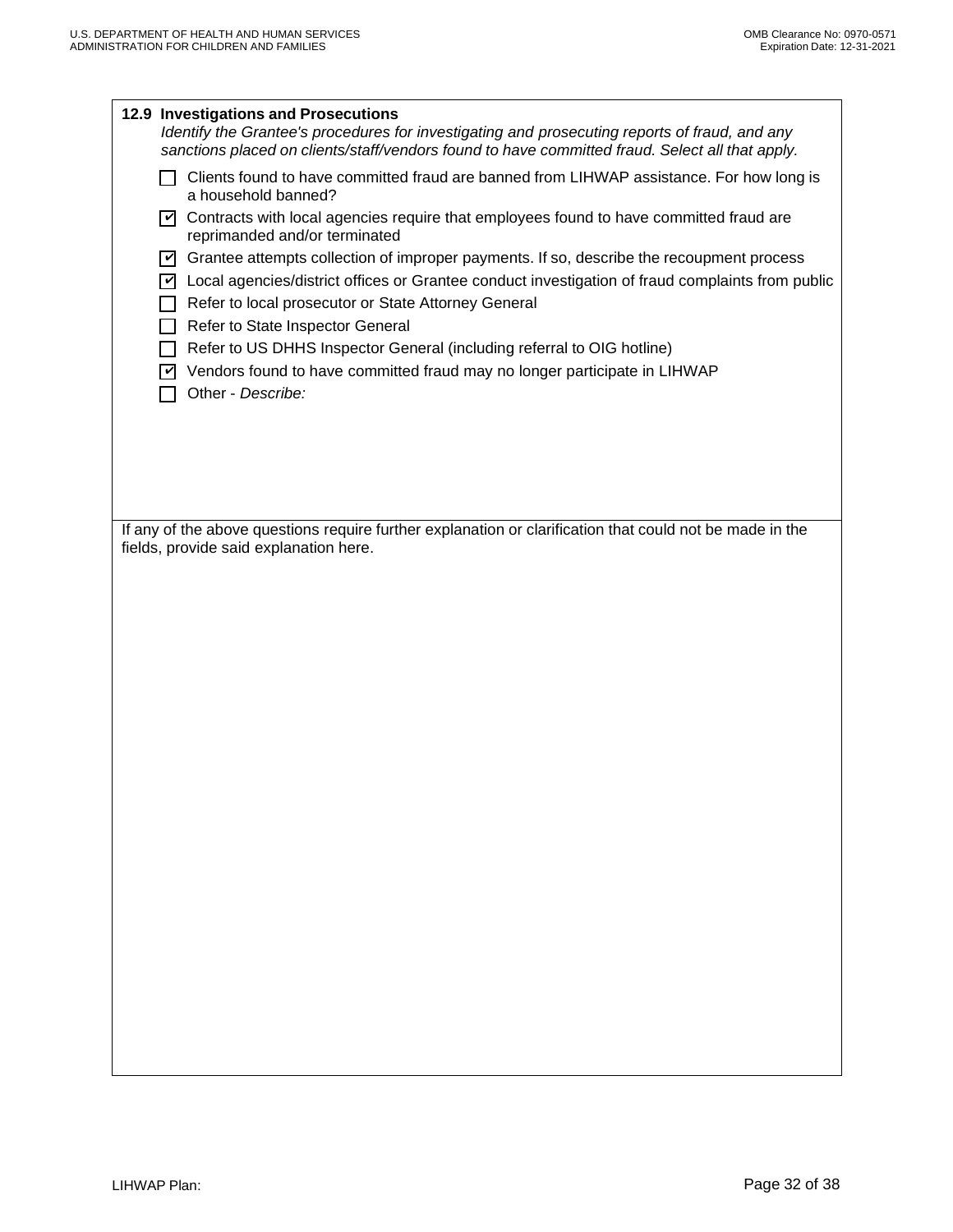**12.9 Investigations and Prosecutions**

*Identify the Grantee's procedures for investigating and prosecuting reports of fraud, and any sanctions placed on clients/staff/vendors found to have committed fraud. Select all that apply.*

- [ ] Clients found to have committed fraud are banned from LIHWAP assistance. For how long is a household banned?
- [x] Contracts with local agencies require that employees found to have committed fraud are reprimanded and/or terminated
- [x] Grantee attempts collection of improper payments. If so, describe the recoupment process
- [x] Local agencies/district offices or Grantee conduct investigation of fraud complaints from public
- [ ] Refer to local prosecutor or State Attorney General
- [ ] Refer to State Inspector General
- [ ] Refer to US DHHS Inspector General (including referral to OIG hotline)
- [x] Vendors found to have committed fraud may no longer participate in LIHWAP
- [ ] Other - *Describe:*

If any of the above questions require further explanation or clarification that could not be made in the fields, provide said explanation here.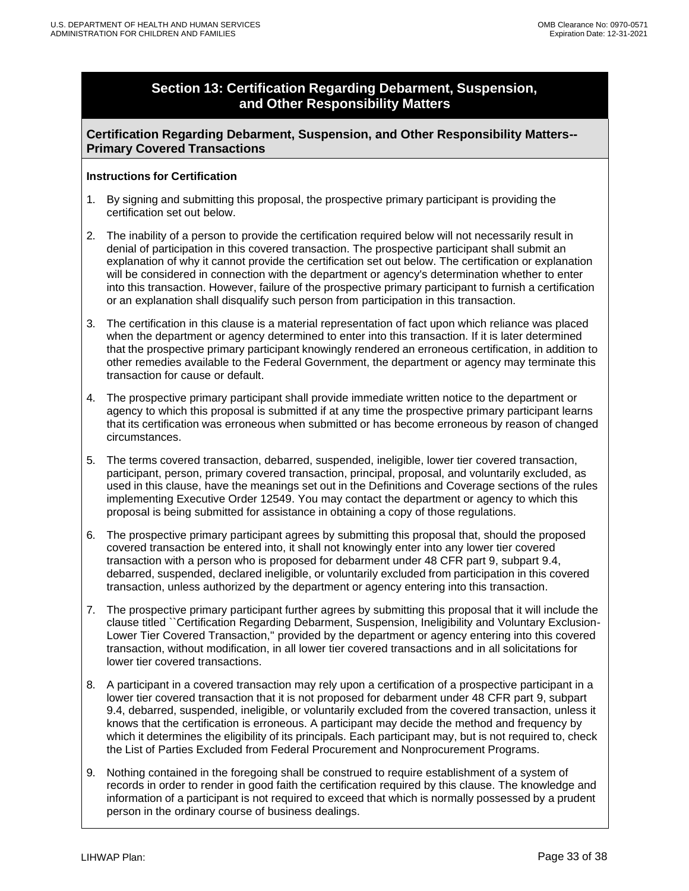## Section 13: Certification Regarding Debarment, Suspension, and Other Responsibility Matters

### Certification Regarding Debarment, Suspension, and Other Responsibility Matters--Primary Covered Transactions

**Instructions for Certification**

1. By signing and submitting this proposal, the prospective primary participant is providing the certification set out below.
2. The inability of a person to provide the certification required below will not necessarily result in denial of participation in this covered transaction. The prospective participant shall submit an explanation of why it cannot provide the certification set out below. The certification or explanation will be considered in connection with the department or agency's determination whether to enter into this transaction. However, failure of the prospective primary participant to furnish a certification or an explanation shall disqualify such person from participation in this transaction.
3. The certification in this clause is a material representation of fact upon which reliance was placed when the department or agency determined to enter into this transaction. If it is later determined that the prospective primary participant knowingly rendered an erroneous certification, in addition to other remedies available to the Federal Government, the department or agency may terminate this transaction for cause or default.
4. The prospective primary participant shall provide immediate written notice to the department or agency to which this proposal is submitted if at any time the prospective primary participant learns that its certification was erroneous when submitted or has become erroneous by reason of changed circumstances.
5. The terms covered transaction, debarred, suspended, ineligible, lower tier covered transaction, participant, person, primary covered transaction, principal, proposal, and voluntarily excluded, as used in this clause, have the meanings set out in the Definitions and Coverage sections of the rules implementing Executive Order 12549. You may contact the department or agency to which this proposal is being submitted for assistance in obtaining a copy of those regulations.
6. The prospective primary participant agrees by submitting this proposal that, should the proposed covered transaction be entered into, it shall not knowingly enter into any lower tier covered transaction with a person who is proposed for debarment under 48 CFR part 9, subpart 9.4, debarred, suspended, declared ineligible, or voluntarily excluded from participation in this covered transaction, unless authorized by the department or agency entering into this transaction.
7. The prospective primary participant further agrees by submitting this proposal that it will include the clause titled ``Certification Regarding Debarment, Suspension, Ineligibility and Voluntary Exclusion-Lower Tier Covered Transaction,'' provided by the department or agency entering into this covered transaction, without modification, in all lower tier covered transactions and in all solicitations for lower tier covered transactions.
8. A participant in a covered transaction may rely upon a certification of a prospective participant in a lower tier covered transaction that it is not proposed for debarment under 48 CFR part 9, subpart 9.4, debarred, suspended, ineligible, or voluntarily excluded from the covered transaction, unless it knows that the certification is erroneous. A participant may decide the method and frequency by which it determines the eligibility of its principals. Each participant may, but is not required to, check the List of Parties Excluded from Federal Procurement and Nonprocurement Programs.
9. Nothing contained in the foregoing shall be construed to require establishment of a system of records in order to render in good faith the certification required by this clause. The knowledge and information of a participant is not required to exceed that which is normally possessed by a prudent person in the ordinary course of business dealings.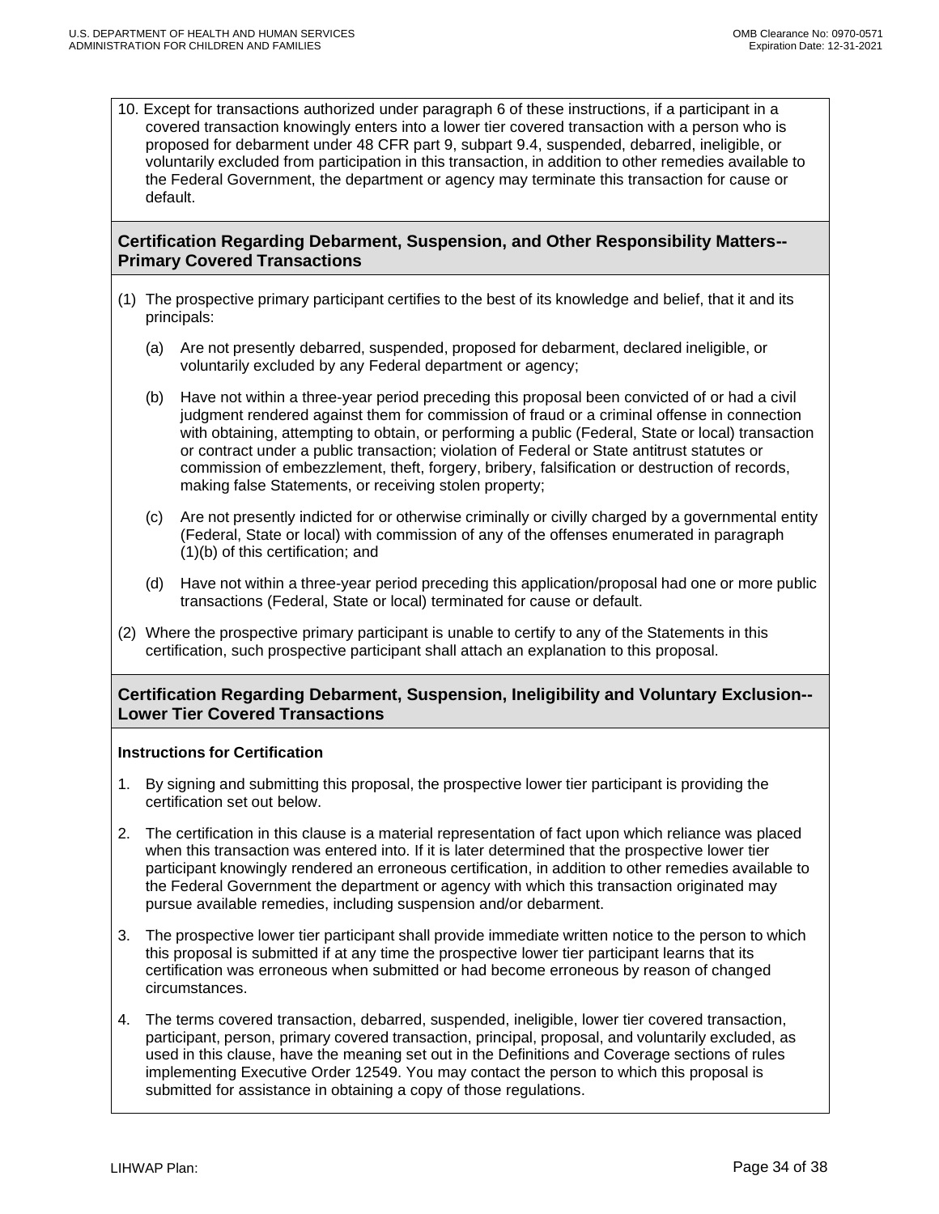10. Except for transactions authorized under paragraph 6 of these instructions, if a participant in a covered transaction knowingly enters into a lower tier covered transaction with a person who is proposed for debarment under 48 CFR part 9, subpart 9.4, suspended, debarred, ineligible, or voluntarily excluded from participation in this transaction, in addition to other remedies available to the Federal Government, the department or agency may terminate this transaction for cause or default.

## Certification Regarding Debarment, Suspension, and Other Responsibility Matters--Primary Covered Transactions

(1) The prospective primary participant certifies to the best of its knowledge and belief, that it and its principals:

  (a) Are not presently debarred, suspended, proposed for debarment, declared ineligible, or voluntarily excluded by any Federal department or agency;

  (b) Have not within a three-year period preceding this proposal been convicted of or had a civil judgment rendered against them for commission of fraud or a criminal offense in connection with obtaining, attempting to obtain, or performing a public (Federal, State or local) transaction or contract under a public transaction; violation of Federal or State antitrust statutes or commission of embezzlement, theft, forgery, bribery, falsification or destruction of records, making false Statements, or receiving stolen property;

  (c) Are not presently indicted for or otherwise criminally or civilly charged by a governmental entity (Federal, State or local) with commission of any of the offenses enumerated in paragraph (1)(b) of this certification; and

  (d) Have not within a three-year period preceding this application/proposal had one or more public transactions (Federal, State or local) terminated for cause or default.

(2) Where the prospective primary participant is unable to certify to any of the Statements in this certification, such prospective participant shall attach an explanation to this proposal.

## Certification Regarding Debarment, Suspension, Ineligibility and Voluntary Exclusion--Lower Tier Covered Transactions

**Instructions for Certification**

1. By signing and submitting this proposal, the prospective lower tier participant is providing the certification set out below.
2. The certification in this clause is a material representation of fact upon which reliance was placed when this transaction was entered into. If it is later determined that the prospective lower tier participant knowingly rendered an erroneous certification, in addition to other remedies available to the Federal Government the department or agency with which this transaction originated may pursue available remedies, including suspension and/or debarment.
3. The prospective lower tier participant shall provide immediate written notice to the person to which this proposal is submitted if at any time the prospective lower tier participant learns that its certification was erroneous when submitted or had become erroneous by reason of changed circumstances.
4. The terms covered transaction, debarred, suspended, ineligible, lower tier covered transaction, participant, person, primary covered transaction, principal, proposal, and voluntarily excluded, as used in this clause, have the meaning set out in the Definitions and Coverage sections of rules implementing Executive Order 12549. You may contact the person to which this proposal is submitted for assistance in obtaining a copy of those regulations.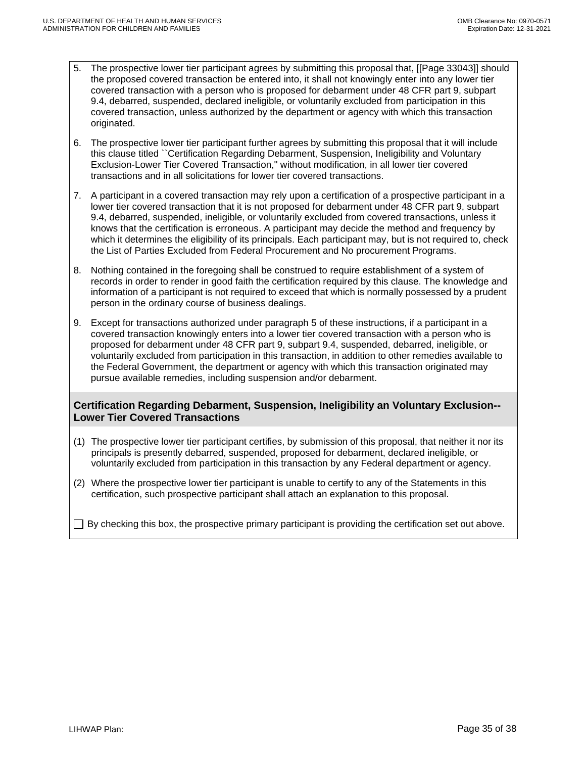5. The prospective lower tier participant agrees by submitting this proposal that, [[Page 33043]] should the proposed covered transaction be entered into, it shall not knowingly enter into any lower tier covered transaction with a person who is proposed for debarment under 48 CFR part 9, subpart 9.4, debarred, suspended, declared ineligible, or voluntarily excluded from participation in this covered transaction, unless authorized by the department or agency with which this transaction originated.
6. The prospective lower tier participant further agrees by submitting this proposal that it will include this clause titled ``Certification Regarding Debarment, Suspension, Ineligibility and Voluntary Exclusion-Lower Tier Covered Transaction,'' without modification, in all lower tier covered transactions and in all solicitations for lower tier covered transactions.
7. A participant in a covered transaction may rely upon a certification of a prospective participant in a lower tier covered transaction that it is not proposed for debarment under 48 CFR part 9, subpart 9.4, debarred, suspended, ineligible, or voluntarily excluded from covered transactions, unless it knows that the certification is erroneous. A participant may decide the method and frequency by which it determines the eligibility of its principals. Each participant may, but is not required to, check the List of Parties Excluded from Federal Procurement and No procurement Programs.
8. Nothing contained in the foregoing shall be construed to require establishment of a system of records in order to render in good faith the certification required by this clause. The knowledge and information of a participant is not required to exceed that which is normally possessed by a prudent person in the ordinary course of business dealings.
9. Except for transactions authorized under paragraph 5 of these instructions, if a participant in a covered transaction knowingly enters into a lower tier covered transaction with a person who is proposed for debarment under 48 CFR part 9, subpart 9.4, suspended, debarred, ineligible, or voluntarily excluded from participation in this transaction, in addition to other remedies available to the Federal Government, the department or agency with which this transaction originated may pursue available remedies, including suspension and/or debarment.

**Certification Regarding Debarment, Suspension, Ineligibility an Voluntary Exclusion--Lower Tier Covered Transactions**

(1) The prospective lower tier participant certifies, by submission of this proposal, that neither it nor its principals is presently debarred, suspended, proposed for debarment, declared ineligible, or voluntarily excluded from participation in this transaction by any Federal department or agency.

(2) Where the prospective lower tier participant is unable to certify to any of the Statements in this certification, such prospective participant shall attach an explanation to this proposal.

☐ By checking this box, the prospective primary participant is providing the certification set out above.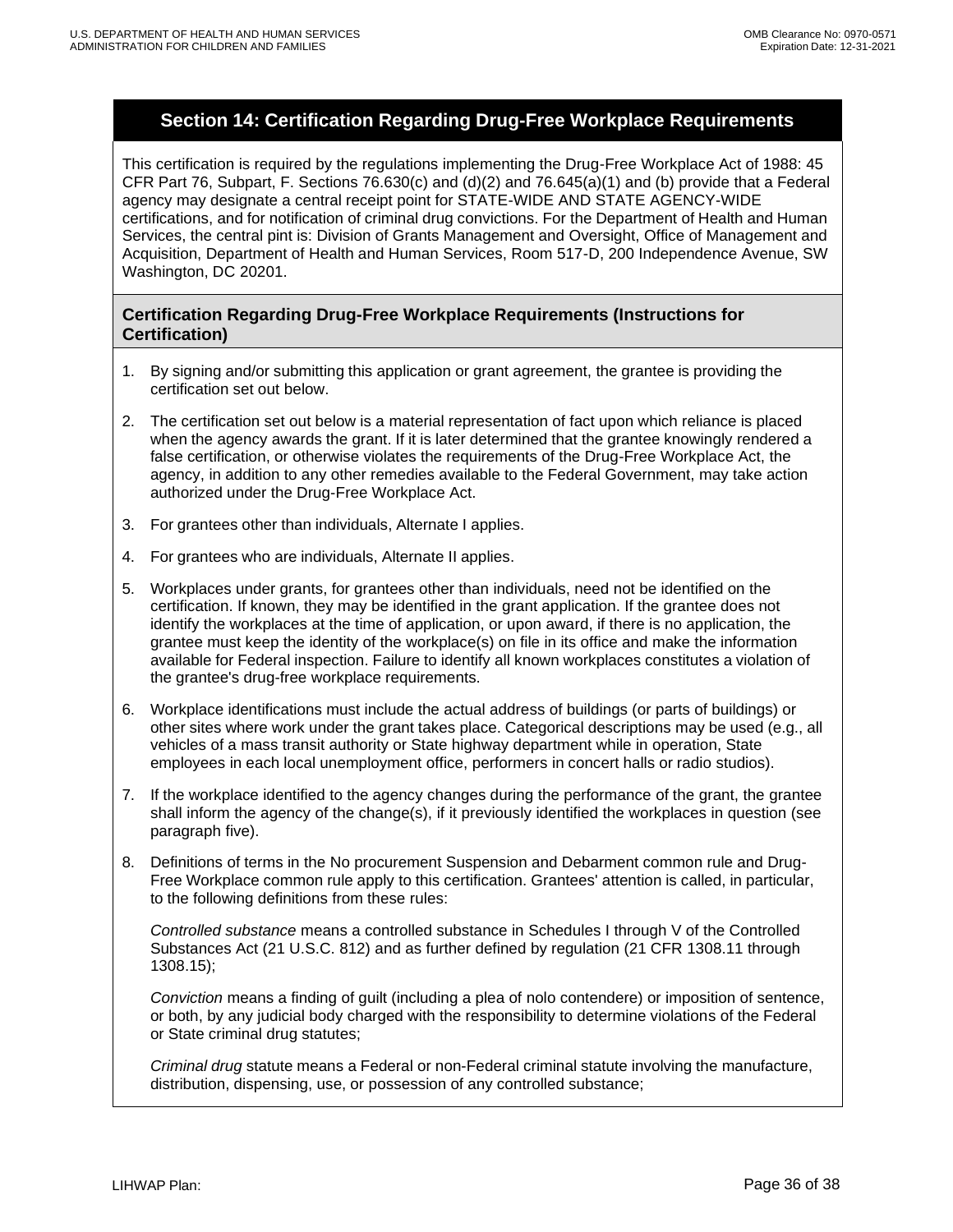## Section 14: Certification Regarding Drug-Free Workplace Requirements

This certification is required by the regulations implementing the Drug-Free Workplace Act of 1988: 45 CFR Part 76, Subpart, F. Sections 76.630(c) and (d)(2) and 76.645(a)(1) and (b) provide that a Federal agency may designate a central receipt point for STATE-WIDE AND STATE AGENCY-WIDE certifications, and for notification of criminal drug convictions. For the Department of Health and Human Services, the central pint is: Division of Grants Management and Oversight, Office of Management and Acquisition, Department of Health and Human Services, Room 517-D, 200 Independence Avenue, SW Washington, DC 20201.

### Certification Regarding Drug-Free Workplace Requirements (Instructions for Certification)

1. By signing and/or submitting this application or grant agreement, the grantee is providing the certification set out below.
2. The certification set out below is a material representation of fact upon which reliance is placed when the agency awards the grant. If it is later determined that the grantee knowingly rendered a false certification, or otherwise violates the requirements of the Drug-Free Workplace Act, the agency, in addition to any other remedies available to the Federal Government, may take action authorized under the Drug-Free Workplace Act.
3. For grantees other than individuals, Alternate I applies.
4. For grantees who are individuals, Alternate II applies.
5. Workplaces under grants, for grantees other than individuals, need not be identified on the certification. If known, they may be identified in the grant application. If the grantee does not identify the workplaces at the time of application, or upon award, if there is no application, the grantee must keep the identity of the workplace(s) on file in its office and make the information available for Federal inspection. Failure to identify all known workplaces constitutes a violation of the grantee's drug-free workplace requirements.
6. Workplace identifications must include the actual address of buildings (or parts of buildings) or other sites where work under the grant takes place. Categorical descriptions may be used (e.g., all vehicles of a mass transit authority or State highway department while in operation, State employees in each local unemployment office, performers in concert halls or radio studios).
7. If the workplace identified to the agency changes during the performance of the grant, the grantee shall inform the agency of the change(s), if it previously identified the workplaces in question (see paragraph five).
8. Definitions of terms in the No procurement Suspension and Debarment common rule and Drug-Free Workplace common rule apply to this certification. Grantees' attention is called, in particular, to the following definitions from these rules:

   *Controlled substance* means a controlled substance in Schedules I through V of the Controlled Substances Act (21 U.S.C. 812) and as further defined by regulation (21 CFR 1308.11 through 1308.15);

   *Conviction* means a finding of guilt (including a plea of nolo contendere) or imposition of sentence, or both, by any judicial body charged with the responsibility to determine violations of the Federal or State criminal drug statutes;

   *Criminal drug* statute means a Federal or non-Federal criminal statute involving the manufacture, distribution, dispensing, use, or possession of any controlled substance;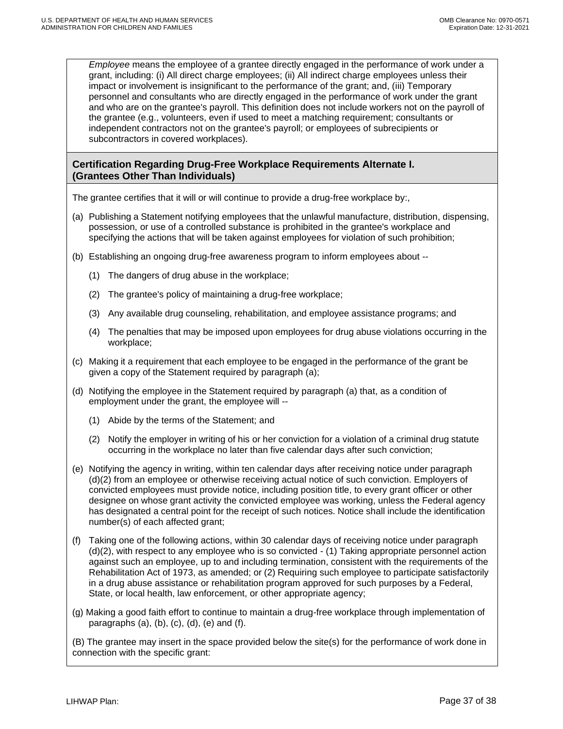*Employee* means the employee of a grantee directly engaged in the performance of work under a grant, including: (i) All direct charge employees; (ii) All indirect charge employees unless their impact or involvement is insignificant to the performance of the grant; and, (iii) Temporary personnel and consultants who are directly engaged in the performance of work under the grant and who are on the grantee's payroll. This definition does not include workers not on the payroll of the grantee (e.g., volunteers, even if used to meet a matching requirement; consultants or independent contractors not on the grantee's payroll; or employees of subrecipients or subcontractors in covered workplaces).

## Certification Regarding Drug-Free Workplace Requirements Alternate I. (Grantees Other Than Individuals)

The grantee certifies that it will or will continue to provide a drug-free workplace by:,

(a) Publishing a Statement notifying employees that the unlawful manufacture, distribution, dispensing, possession, or use of a controlled substance is prohibited in the grantee's workplace and specifying the actions that will be taken against employees for violation of such prohibition;

(b) Establishing an ongoing drug-free awareness program to inform employees about --

(1) The dangers of drug abuse in the workplace;

(2) The grantee's policy of maintaining a drug-free workplace;

(3) Any available drug counseling, rehabilitation, and employee assistance programs; and

(4) The penalties that may be imposed upon employees for drug abuse violations occurring in the workplace;

(c) Making it a requirement that each employee to be engaged in the performance of the grant be given a copy of the Statement required by paragraph (a);

(d) Notifying the employee in the Statement required by paragraph (a) that, as a condition of employment under the grant, the employee will --

(1) Abide by the terms of the Statement; and

(2) Notify the employer in writing of his or her conviction for a violation of a criminal drug statute occurring in the workplace no later than five calendar days after such conviction;

(e) Notifying the agency in writing, within ten calendar days after receiving notice under paragraph (d)(2) from an employee or otherwise receiving actual notice of such conviction. Employers of convicted employees must provide notice, including position title, to every grant officer or other designee on whose grant activity the convicted employee was working, unless the Federal agency has designated a central point for the receipt of such notices. Notice shall include the identification number(s) of each affected grant;

(f) Taking one of the following actions, within 30 calendar days of receiving notice under paragraph (d)(2), with respect to any employee who is so convicted - (1) Taking appropriate personnel action against such an employee, up to and including termination, consistent with the requirements of the Rehabilitation Act of 1973, as amended; or (2) Requiring such employee to participate satisfactorily in a drug abuse assistance or rehabilitation program approved for such purposes by a Federal, State, or local health, law enforcement, or other appropriate agency;

(g) Making a good faith effort to continue to maintain a drug-free workplace through implementation of paragraphs (a), (b), (c), (d), (e) and (f).

(B) The grantee may insert in the space provided below the site(s) for the performance of work done in connection with the specific grant: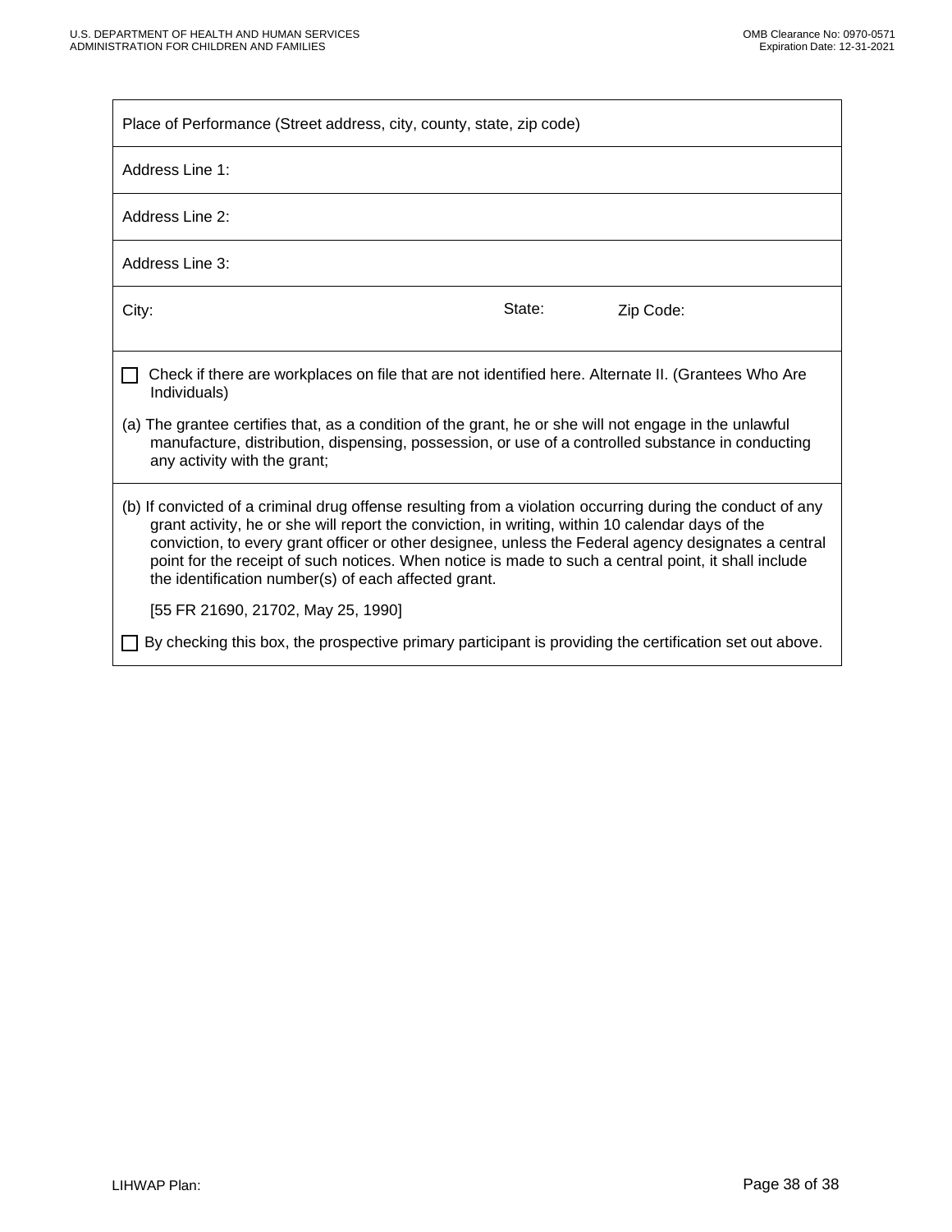Place of Performance (Street address, city, county, state, zip code)

Address Line 1:

Address Line 2:

Address Line 3:

City: State: Zip Code:

☐ Check if there are workplaces on file that are not identified here. Alternate II. (Grantees Who Are Individuals)

(a) The grantee certifies that, as a condition of the grant, he or she will not engage in the unlawful manufacture, distribution, dispensing, possession, or use of a controlled substance in conducting any activity with the grant;

(b) If convicted of a criminal drug offense resulting from a violation occurring during the conduct of any grant activity, he or she will report the conviction, in writing, within 10 calendar days of the conviction, to every grant officer or other designee, unless the Federal agency designates a central point for the receipt of such notices. When notice is made to such a central point, it shall include the identification number(s) of each affected grant.

[55 FR 21690, 21702, May 25, 1990]

☐ By checking this box, the prospective primary participant is providing the certification set out above.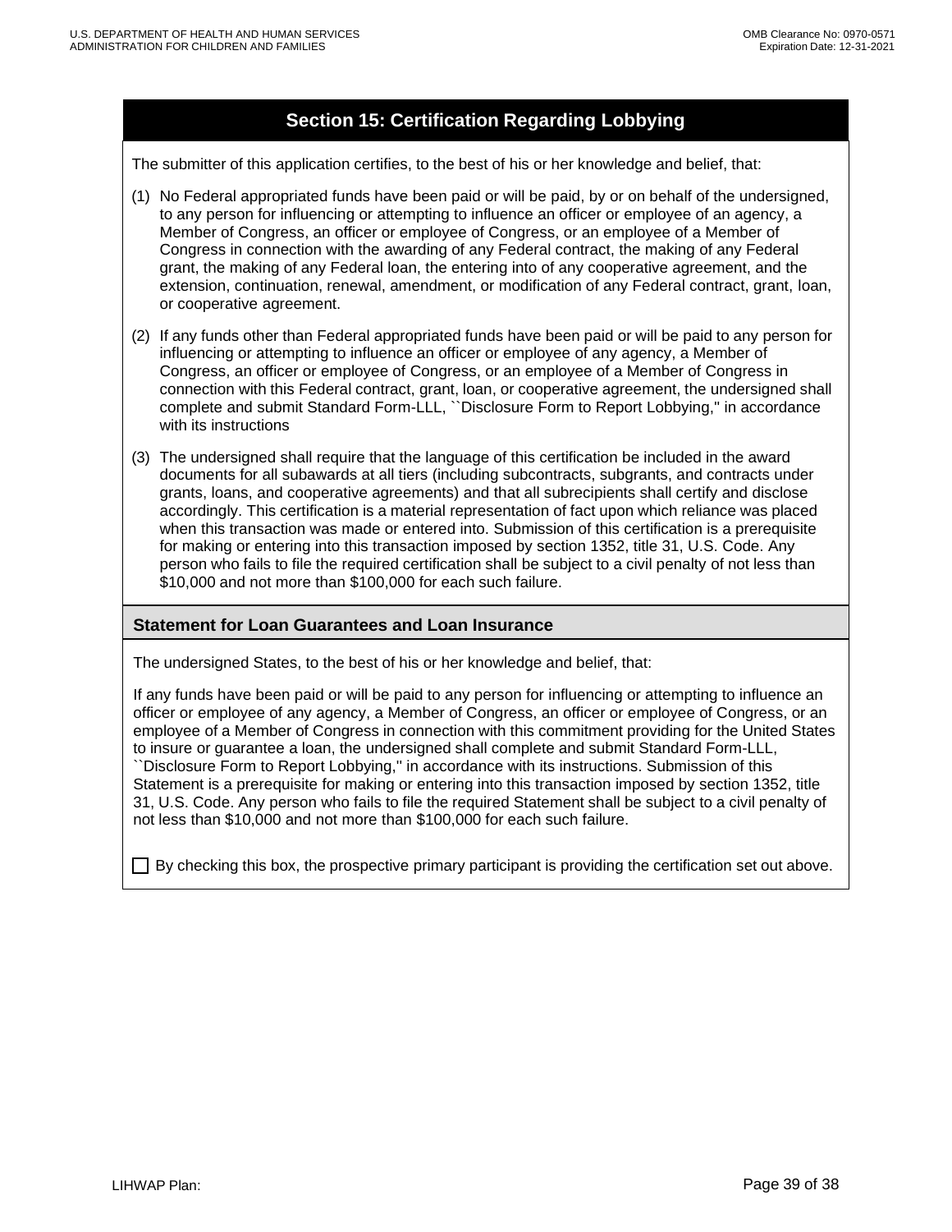## Section 15: Certification Regarding Lobbying

The submitter of this application certifies, to the best of his or her knowledge and belief, that:

(1) No Federal appropriated funds have been paid or will be paid, by or on behalf of the undersigned, to any person for influencing or attempting to influence an officer or employee of an agency, a Member of Congress, an officer or employee of Congress, or an employee of a Member of Congress in connection with the awarding of any Federal contract, the making of any Federal grant, the making of any Federal loan, the entering into of any cooperative agreement, and the extension, continuation, renewal, amendment, or modification of any Federal contract, grant, loan, or cooperative agreement.

(2) If any funds other than Federal appropriated funds have been paid or will be paid to any person for influencing or attempting to influence an officer or employee of any agency, a Member of Congress, an officer or employee of Congress, or an employee of a Member of Congress in connection with this Federal contract, grant, loan, or cooperative agreement, the undersigned shall complete and submit Standard Form-LLL, ``Disclosure Form to Report Lobbying,'' in accordance with its instructions

(3) The undersigned shall require that the language of this certification be included in the award documents for all subawards at all tiers (including subcontracts, subgrants, and contracts under grants, loans, and cooperative agreements) and that all subrecipients shall certify and disclose accordingly. This certification is a material representation of fact upon which reliance was placed when this transaction was made or entered into. Submission of this certification is a prerequisite for making or entering into this transaction imposed by section 1352, title 31, U.S. Code. Any person who fails to file the required certification shall be subject to a civil penalty of not less than $10,000 and not more than $100,000 for each such failure.

### Statement for Loan Guarantees and Loan Insurance

The undersigned States, to the best of his or her knowledge and belief, that:

If any funds have been paid or will be paid to any person for influencing or attempting to influence an officer or employee of any agency, a Member of Congress, an officer or employee of Congress, or an employee of a Member of Congress in connection with this commitment providing for the United States to insure or guarantee a loan, the undersigned shall complete and submit Standard Form-LLL, ``Disclosure Form to Report Lobbying,'' in accordance with its instructions. Submission of this Statement is a prerequisite for making or entering into this transaction imposed by section 1352, title 31, U.S. Code. Any person who fails to file the required Statement shall be subject to a civil penalty of not less than $10,000 and not more than $100,000 for each such failure.

☐ By checking this box, the prospective primary participant is providing the certification set out above.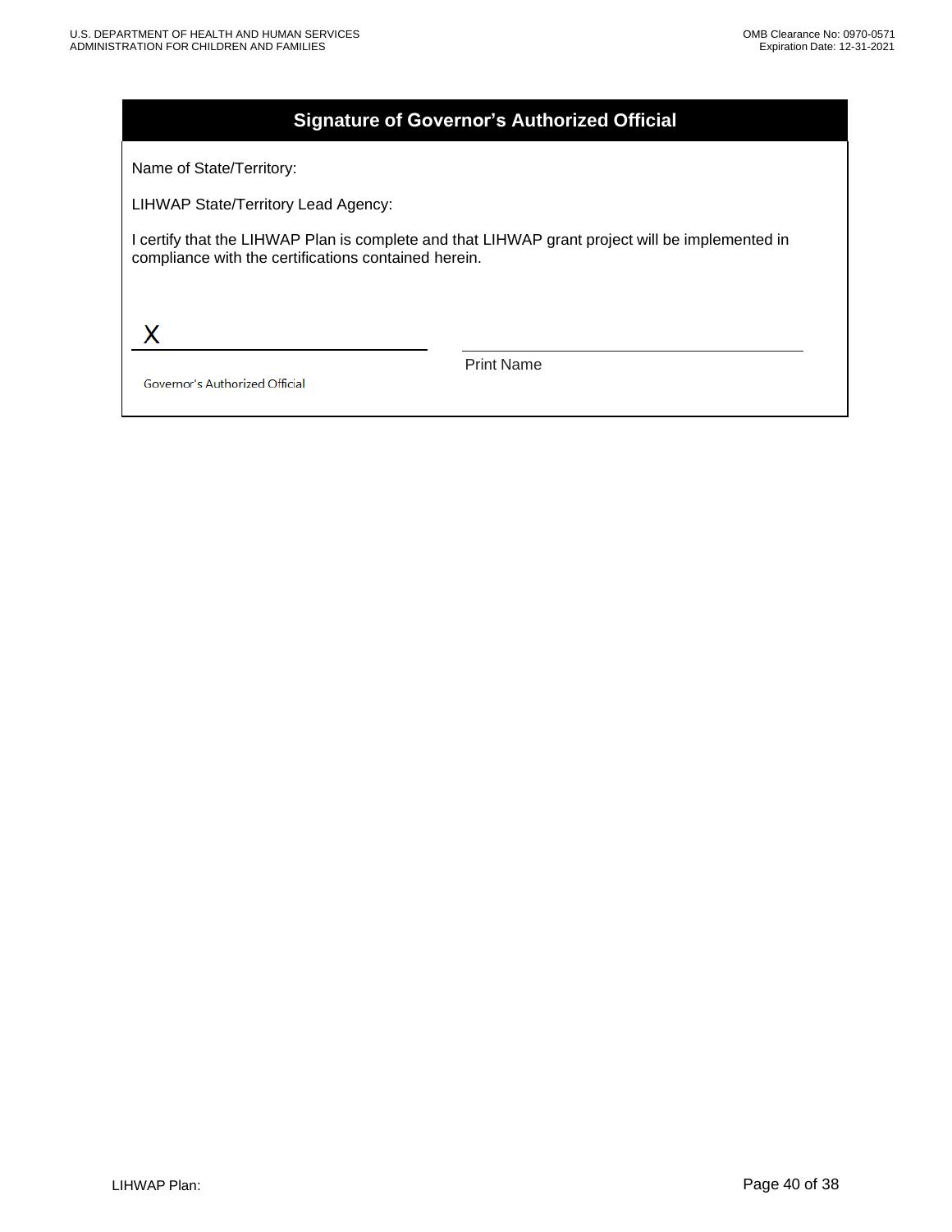## Signature of Governor's Authorized Official

Name of State/Territory:

LIHWAP State/Territory Lead Agency:

I certify that the LIHWAP Plan is complete and that LIHWAP grant project will be implemented in compliance with the certifications contained herein.

X ______________________________

Governor's Authorized Official

______________________________

Print Name